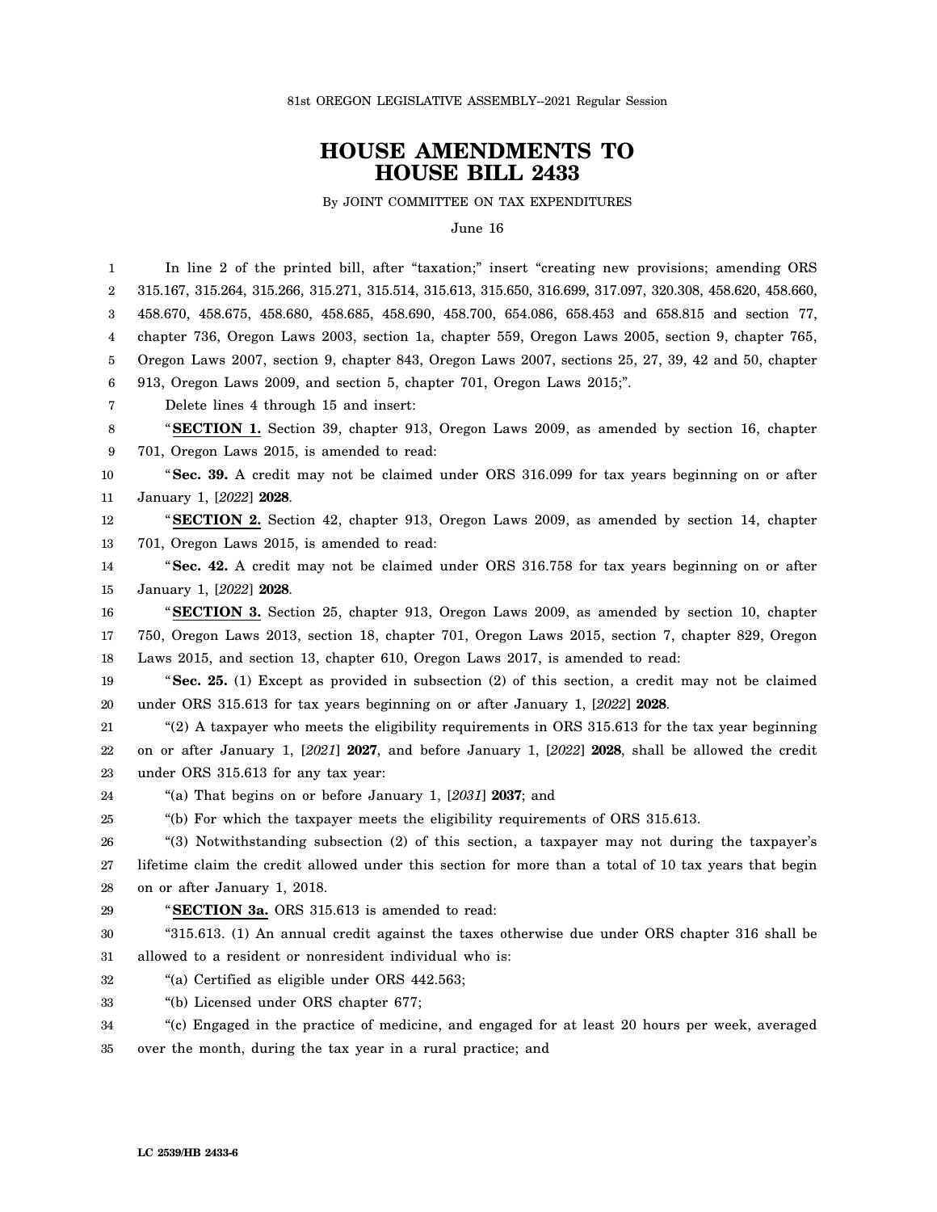81st OREGON LEGISLATIVE ASSEMBLY--2021 Regular Session

# HOUSE AMENDMENTS TO HOUSE BILL 2433

By JOINT COMMITTEE ON TAX EXPENDITURES

June 16

In line 2 of the printed bill, after "taxation;" insert "creating new provisions; amending ORS 315.167, 315.264, 315.266, 315.271, 315.514, 315.613, 315.650, 316.699, 317.097, 320.308, 458.620, 458.660, 458.670, 458.675, 458.680, 458.685, 458.690, 458.700, 654.086, 658.453 and 658.815 and section 77, chapter 736, Oregon Laws 2003, section 1a, chapter 559, Oregon Laws 2005, section 9, chapter 765, Oregon Laws 2007, section 9, chapter 843, Oregon Laws 2007, sections 25, 27, 39, 42 and 50, chapter 913, Oregon Laws 2009, and section 5, chapter 701, Oregon Laws 2015;".

Delete lines 4 through 15 and insert:

"**SECTION 1.** Section 39, chapter 913, Oregon Laws 2009, as amended by section 16, chapter 701, Oregon Laws 2015, is amended to read:

"**Sec. 39.** A credit may not be claimed under ORS 316.099 for tax years beginning on or after January 1, [*2022*] **2028**.

"**SECTION 2.** Section 42, chapter 913, Oregon Laws 2009, as amended by section 14, chapter 701, Oregon Laws 2015, is amended to read:

"**Sec. 42.** A credit may not be claimed under ORS 316.758 for tax years beginning on or after January 1, [*2022*] **2028**.

"**SECTION 3.** Section 25, chapter 913, Oregon Laws 2009, as amended by section 10, chapter 750, Oregon Laws 2013, section 18, chapter 701, Oregon Laws 2015, section 7, chapter 829, Oregon Laws 2015, and section 13, chapter 610, Oregon Laws 2017, is amended to read:

"**Sec. 25.** (1) Except as provided in subsection (2) of this section, a credit may not be claimed under ORS 315.613 for tax years beginning on or after January 1, [*2022*] **2028**.

"(2) A taxpayer who meets the eligibility requirements in ORS 315.613 for the tax year beginning on or after January 1, [*2021*] **2027**, and before January 1, [*2022*] **2028**, shall be allowed the credit under ORS 315.613 for any tax year:

"(a) That begins on or before January 1, [*2031*] **2037**; and

"(b) For which the taxpayer meets the eligibility requirements of ORS 315.613.

"(3) Notwithstanding subsection (2) of this section, a taxpayer may not during the taxpayer's lifetime claim the credit allowed under this section for more than a total of 10 tax years that begin on or after January 1, 2018.

"**SECTION 3a.** ORS 315.613 is amended to read:

"315.613. (1) An annual credit against the taxes otherwise due under ORS chapter 316 shall be allowed to a resident or nonresident individual who is:

"(a) Certified as eligible under ORS 442.563;

"(b) Licensed under ORS chapter 677;

"(c) Engaged in the practice of medicine, and engaged for at least 20 hours per week, averaged over the month, during the tax year in a rural practice; and

LC 2539/HB 2433-6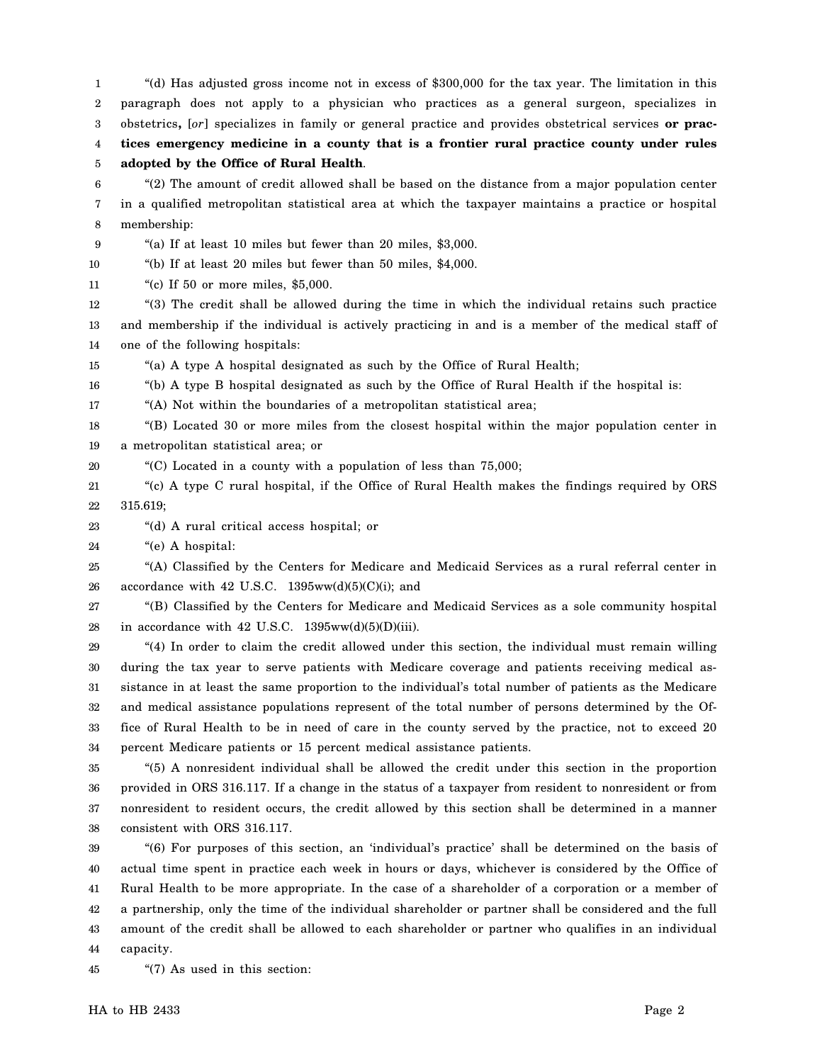"(d) Has adjusted gross income not in excess of $300,000 for the tax year. The limitation in this paragraph does not apply to a physician who practices as a general surgeon, specializes in obstetrics**,** [*or*] specializes in family or general practice and provides obstetrical services **or practices emergency medicine in a county that is a frontier rural practice county under rules adopted by the Office of Rural Health**.

"(2) The amount of credit allowed shall be based on the distance from a major population center in a qualified metropolitan statistical area at which the taxpayer maintains a practice or hospital membership:

"(a) If at least 10 miles but fewer than 20 miles, $3,000.

"(b) If at least 20 miles but fewer than 50 miles, $4,000.

"(c) If 50 or more miles, $5,000.

"(3) The credit shall be allowed during the time in which the individual retains such practice and membership if the individual is actively practicing in and is a member of the medical staff of one of the following hospitals:

"(a) A type A hospital designated as such by the Office of Rural Health;

"(b) A type B hospital designated as such by the Office of Rural Health if the hospital is:

"(A) Not within the boundaries of a metropolitan statistical area;

"(B) Located 30 or more miles from the closest hospital within the major population center in a metropolitan statistical area; or

"(C) Located in a county with a population of less than 75,000;

"(c) A type C rural hospital, if the Office of Rural Health makes the findings required by ORS 315.619;

"(d) A rural critical access hospital; or

"(e) A hospital:

"(A) Classified by the Centers for Medicare and Medicaid Services as a rural referral center in accordance with 42 U.S.C. 1395ww(d)(5)(C)(i); and

"(B) Classified by the Centers for Medicare and Medicaid Services as a sole community hospital in accordance with 42 U.S.C. 1395ww(d)(5)(D)(iii).

"(4) In order to claim the credit allowed under this section, the individual must remain willing during the tax year to serve patients with Medicare coverage and patients receiving medical assistance in at least the same proportion to the individual's total number of patients as the Medicare and medical assistance populations represent of the total number of persons determined by the Office of Rural Health to be in need of care in the county served by the practice, not to exceed 20 percent Medicare patients or 15 percent medical assistance patients.

"(5) A nonresident individual shall be allowed the credit under this section in the proportion provided in ORS 316.117. If a change in the status of a taxpayer from resident to nonresident or from nonresident to resident occurs, the credit allowed by this section shall be determined in a manner consistent with ORS 316.117.

"(6) For purposes of this section, an 'individual's practice' shall be determined on the basis of actual time spent in practice each week in hours or days, whichever is considered by the Office of Rural Health to be more appropriate. In the case of a shareholder of a corporation or a member of a partnership, only the time of the individual shareholder or partner shall be considered and the full amount of the credit shall be allowed to each shareholder or partner who qualifies in an individual capacity.

"(7) As used in this section: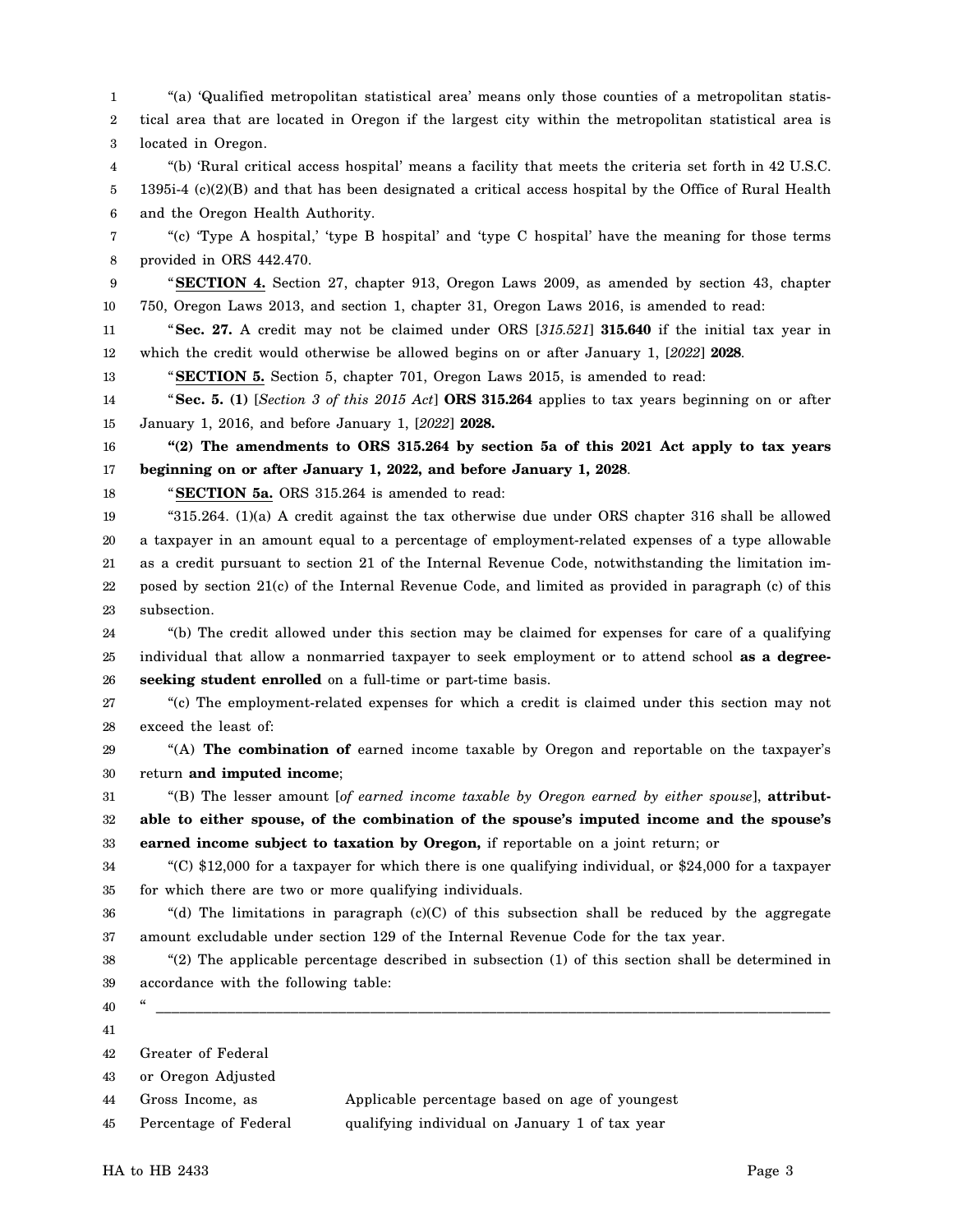"(a) 'Qualified metropolitan statistical area' means only those counties of a metropolitan statistical area that are located in Oregon if the largest city within the metropolitan statistical area is located in Oregon.

"(b) 'Rural critical access hospital' means a facility that meets the criteria set forth in 42 U.S.C. 1395i-4 (c)(2)(B) and that has been designated a critical access hospital by the Office of Rural Health and the Oregon Health Authority.

"(c) 'Type A hospital,' 'type B hospital' and 'type C hospital' have the meaning for those terms provided in ORS 442.470.

"**SECTION 4.** Section 27, chapter 913, Oregon Laws 2009, as amended by section 43, chapter 750, Oregon Laws 2013, and section 1, chapter 31, Oregon Laws 2016, is amended to read:

"**Sec. 27.** A credit may not be claimed under ORS [*315.521*] **315.640** if the initial tax year in which the credit would otherwise be allowed begins on or after January 1, [*2022*] **2028**.

"**SECTION 5.** Section 5, chapter 701, Oregon Laws 2015, is amended to read:

"**Sec. 5. (1)** [*Section 3 of this 2015 Act*] **ORS 315.264** applies to tax years beginning on or after January 1, 2016, and before January 1, [*2022*] **2028.**

**"(2) The amendments to ORS 315.264 by section 5a of this 2021 Act apply to tax years beginning on or after January 1, 2022, and before January 1, 2028**.

"**SECTION 5a.** ORS 315.264 is amended to read:

"315.264. (1)(a) A credit against the tax otherwise due under ORS chapter 316 shall be allowed a taxpayer in an amount equal to a percentage of employment-related expenses of a type allowable as a credit pursuant to section 21 of the Internal Revenue Code, notwithstanding the limitation imposed by section 21(c) of the Internal Revenue Code, and limited as provided in paragraph (c) of this subsection.

"(b) The credit allowed under this section may be claimed for expenses for care of a qualifying individual that allow a nonmarried taxpayer to seek employment or to attend school **as a degree-seeking student enrolled** on a full-time or part-time basis.

"(c) The employment-related expenses for which a credit is claimed under this section may not exceed the least of:

"(A) **The combination of** earned income taxable by Oregon and reportable on the taxpayer's return **and imputed income**;

"(B) The lesser amount [*of earned income taxable by Oregon earned by either spouse*], **attributable to either spouse, of the combination of the spouse's imputed income and the spouse's earned income subject to taxation by Oregon,** if reportable on a joint return; or

"(C) $12,000 for a taxpayer for which there is one qualifying individual, or $24,000 for a taxpayer for which there are two or more qualifying individuals.

"(d) The limitations in paragraph (c)(C) of this subsection shall be reduced by the aggregate amount excludable under section 129 of the Internal Revenue Code for the tax year.

"(2) The applicable percentage described in subsection (1) of this section shall be determined in accordance with the following table:

"

| Greater of Federal or Oregon Adjusted Gross Income, as Percentage of Federal | Applicable percentage based on age of youngest qualifying individual on January 1 of tax year |
|---|---|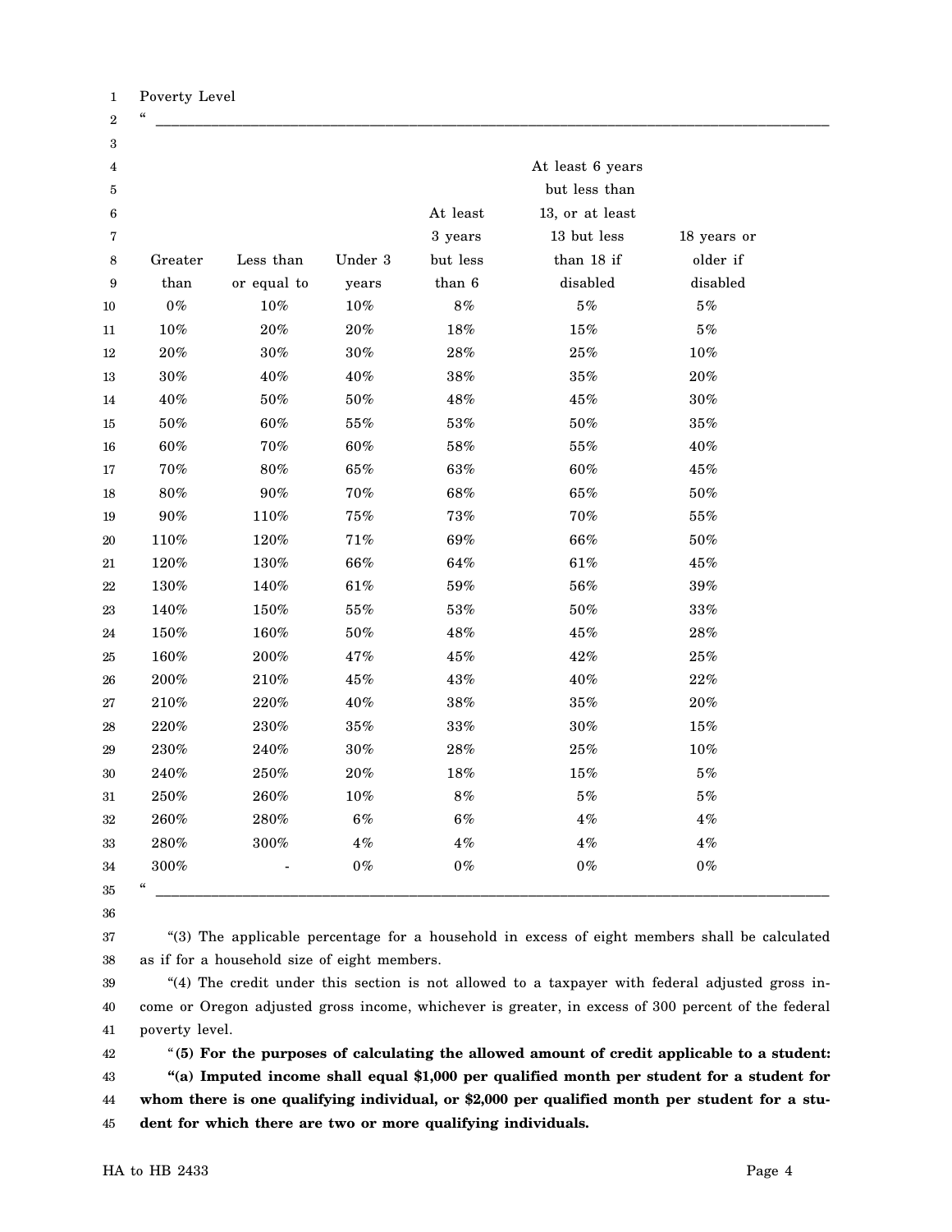Poverty Level

| Greater than | Less than or equal to | Under 3 years | At least 3 years but less than 6 | At least 6 years but less than 13, or at least 13 but less than 18 if disabled | 18 years or older if disabled |
|---|---|---|---|---|---|
| 0% | 10% | 10% | 8% | 5% | 5% |
| 10% | 20% | 20% | 18% | 15% | 5% |
| 20% | 30% | 30% | 28% | 25% | 10% |
| 30% | 40% | 40% | 38% | 35% | 20% |
| 40% | 50% | 50% | 48% | 45% | 30% |
| 50% | 60% | 55% | 53% | 50% | 35% |
| 60% | 70% | 60% | 58% | 55% | 40% |
| 70% | 80% | 65% | 63% | 60% | 45% |
| 80% | 90% | 70% | 68% | 65% | 50% |
| 90% | 110% | 75% | 73% | 70% | 55% |
| 110% | 120% | 71% | 69% | 66% | 50% |
| 120% | 130% | 66% | 64% | 61% | 45% |
| 130% | 140% | 61% | 59% | 56% | 39% |
| 140% | 150% | 55% | 53% | 50% | 33% |
| 150% | 160% | 50% | 48% | 45% | 28% |
| 160% | 200% | 47% | 45% | 42% | 25% |
| 200% | 210% | 45% | 43% | 40% | 22% |
| 210% | 220% | 40% | 38% | 35% | 20% |
| 220% | 230% | 35% | 33% | 30% | 15% |
| 230% | 240% | 30% | 28% | 25% | 10% |
| 240% | 250% | 20% | 18% | 15% | 5% |
| 250% | 260% | 10% | 8% | 5% | 5% |
| 260% | 280% | 6% | 6% | 4% | 4% |
| 280% | 300% | 4% | 4% | 4% | 4% |
| 300% | - | 0% | 0% | 0% | 0% |

"(3) The applicable percentage for a household in excess of eight members shall be calculated as if for a household size of eight members.

"(4) The credit under this section is not allowed to a taxpayer with federal adjusted gross income or Oregon adjusted gross income, whichever is greater, in excess of 300 percent of the federal poverty level.

"**(5) For the purposes of calculating the allowed amount of credit applicable to a student:**

**"(a) Imputed income shall equal $1,000 per qualified month per student for a student for whom there is one qualifying individual, or $2,000 per qualified month per student for a student for which there are two or more qualifying individuals.**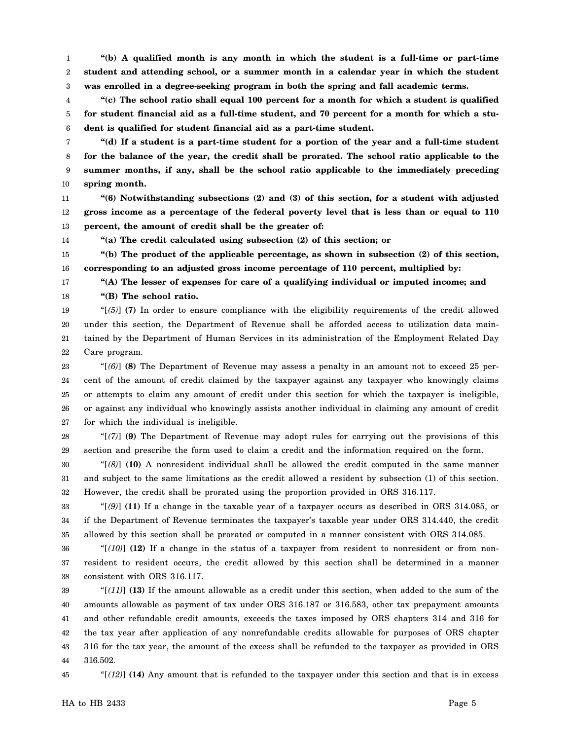**"(b) A qualified month is any month in which the student is a full-time or part-time student and attending school, or a summer month in a calendar year in which the student was enrolled in a degree-seeking program in both the spring and fall academic terms.**

**"(c) The school ratio shall equal 100 percent for a month for which a student is qualified for student financial aid as a full-time student, and 70 percent for a month for which a student is qualified for student financial aid as a part-time student.**

**"(d) If a student is a part-time student for a portion of the year and a full-time student for the balance of the year, the credit shall be prorated. The school ratio applicable to the summer months, if any, shall be the school ratio applicable to the immediately preceding spring month.**

**"(6) Notwithstanding subsections (2) and (3) of this section, for a student with adjusted gross income as a percentage of the federal poverty level that is less than or equal to 110 percent, the amount of credit shall be the greater of:**

**"(a) The credit calculated using subsection (2) of this section; or**

**"(b) The product of the applicable percentage, as shown in subsection (2) of this section, corresponding to an adjusted gross income percentage of 110 percent, multiplied by:**

**"(A) The lesser of expenses for care of a qualifying individual or imputed income; and**

**"(B) The school ratio.**

"[*(5)*] **(7)** In order to ensure compliance with the eligibility requirements of the credit allowed under this section, the Department of Revenue shall be afforded access to utilization data maintained by the Department of Human Services in its administration of the Employment Related Day Care program.

"[*(6)*] **(8)** The Department of Revenue may assess a penalty in an amount not to exceed 25 percent of the amount of credit claimed by the taxpayer against any taxpayer who knowingly claims or attempts to claim any amount of credit under this section for which the taxpayer is ineligible, or against any individual who knowingly assists another individual in claiming any amount of credit for which the individual is ineligible.

"[*(7)*] **(9)** The Department of Revenue may adopt rules for carrying out the provisions of this section and prescribe the form used to claim a credit and the information required on the form.

"[*(8)*] **(10)** A nonresident individual shall be allowed the credit computed in the same manner and subject to the same limitations as the credit allowed a resident by subsection (1) of this section. However, the credit shall be prorated using the proportion provided in ORS 316.117.

"[*(9)*] **(11)** If a change in the taxable year of a taxpayer occurs as described in ORS 314.085, or if the Department of Revenue terminates the taxpayer's taxable year under ORS 314.440, the credit allowed by this section shall be prorated or computed in a manner consistent with ORS 314.085.

"[*(10)*] **(12)** If a change in the status of a taxpayer from resident to nonresident or from nonresident to resident occurs, the credit allowed by this section shall be determined in a manner consistent with ORS 316.117.

"[*(11)*] **(13)** If the amount allowable as a credit under this section, when added to the sum of the amounts allowable as payment of tax under ORS 316.187 or 316.583, other tax prepayment amounts and other refundable credit amounts, exceeds the taxes imposed by ORS chapters 314 and 316 for the tax year after application of any nonrefundable credits allowable for purposes of ORS chapter 316 for the tax year, the amount of the excess shall be refunded to the taxpayer as provided in ORS 316.502.

"[*(12)*] **(14)** Any amount that is refunded to the taxpayer under this section and that is in excess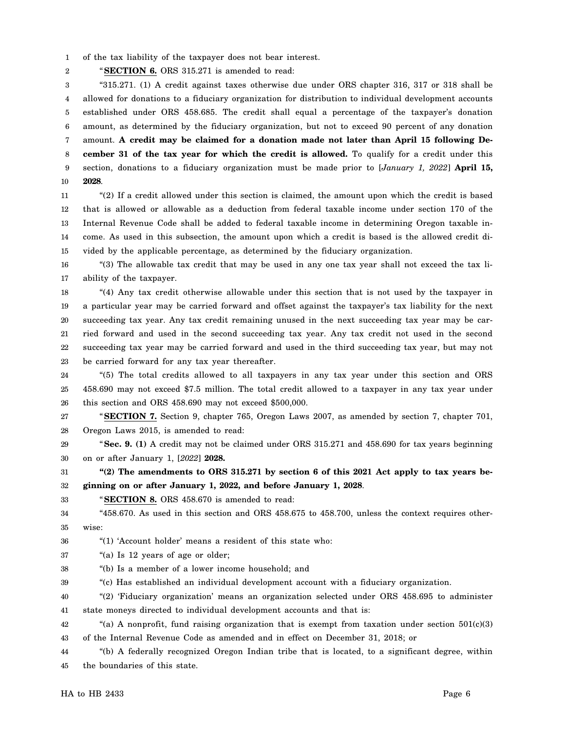of the tax liability of the taxpayer does not bear interest.

"**SECTION 6.** ORS 315.271 is amended to read:

"315.271. (1) A credit against taxes otherwise due under ORS chapter 316, 317 or 318 shall be allowed for donations to a fiduciary organization for distribution to individual development accounts established under ORS 458.685. The credit shall equal a percentage of the taxpayer's donation amount, as determined by the fiduciary organization, but not to exceed 90 percent of any donation amount. **A credit may be claimed for a donation made not later than April 15 following December 31 of the tax year for which the credit is allowed.** To qualify for a credit under this section, donations to a fiduciary organization must be made prior to [*January 1, 2022*] **April 15, 2028**.

"(2) If a credit allowed under this section is claimed, the amount upon which the credit is based that is allowed or allowable as a deduction from federal taxable income under section 170 of the Internal Revenue Code shall be added to federal taxable income in determining Oregon taxable income. As used in this subsection, the amount upon which a credit is based is the allowed credit divided by the applicable percentage, as determined by the fiduciary organization.

"(3) The allowable tax credit that may be used in any one tax year shall not exceed the tax liability of the taxpayer.

"(4) Any tax credit otherwise allowable under this section that is not used by the taxpayer in a particular year may be carried forward and offset against the taxpayer's tax liability for the next succeeding tax year. Any tax credit remaining unused in the next succeeding tax year may be carried forward and used in the second succeeding tax year. Any tax credit not used in the second succeeding tax year may be carried forward and used in the third succeeding tax year, but may not be carried forward for any tax year thereafter.

"(5) The total credits allowed to all taxpayers in any tax year under this section and ORS 458.690 may not exceed $7.5 million. The total credit allowed to a taxpayer in any tax year under this section and ORS 458.690 may not exceed $500,000.

"**SECTION 7.** Section 9, chapter 765, Oregon Laws 2007, as amended by section 7, chapter 701, Oregon Laws 2015, is amended to read:

"**Sec. 9. (1)** A credit may not be claimed under ORS 315.271 and 458.690 for tax years beginning on or after January 1, [*2022*] **2028.**

**"(2) The amendments to ORS 315.271 by section 6 of this 2021 Act apply to tax years beginning on or after January 1, 2022, and before January 1, 2028**.

"**SECTION 8.** ORS 458.670 is amended to read:

"458.670. As used in this section and ORS 458.675 to 458.700, unless the context requires otherwise:

"(1) 'Account holder' means a resident of this state who:

"(a) Is 12 years of age or older;

"(b) Is a member of a lower income household; and

"(c) Has established an individual development account with a fiduciary organization.

"(2) 'Fiduciary organization' means an organization selected under ORS 458.695 to administer state moneys directed to individual development accounts and that is:

"(a) A nonprofit, fund raising organization that is exempt from taxation under section 501(c)(3) of the Internal Revenue Code as amended and in effect on December 31, 2018; or

"(b) A federally recognized Oregon Indian tribe that is located, to a significant degree, within the boundaries of this state.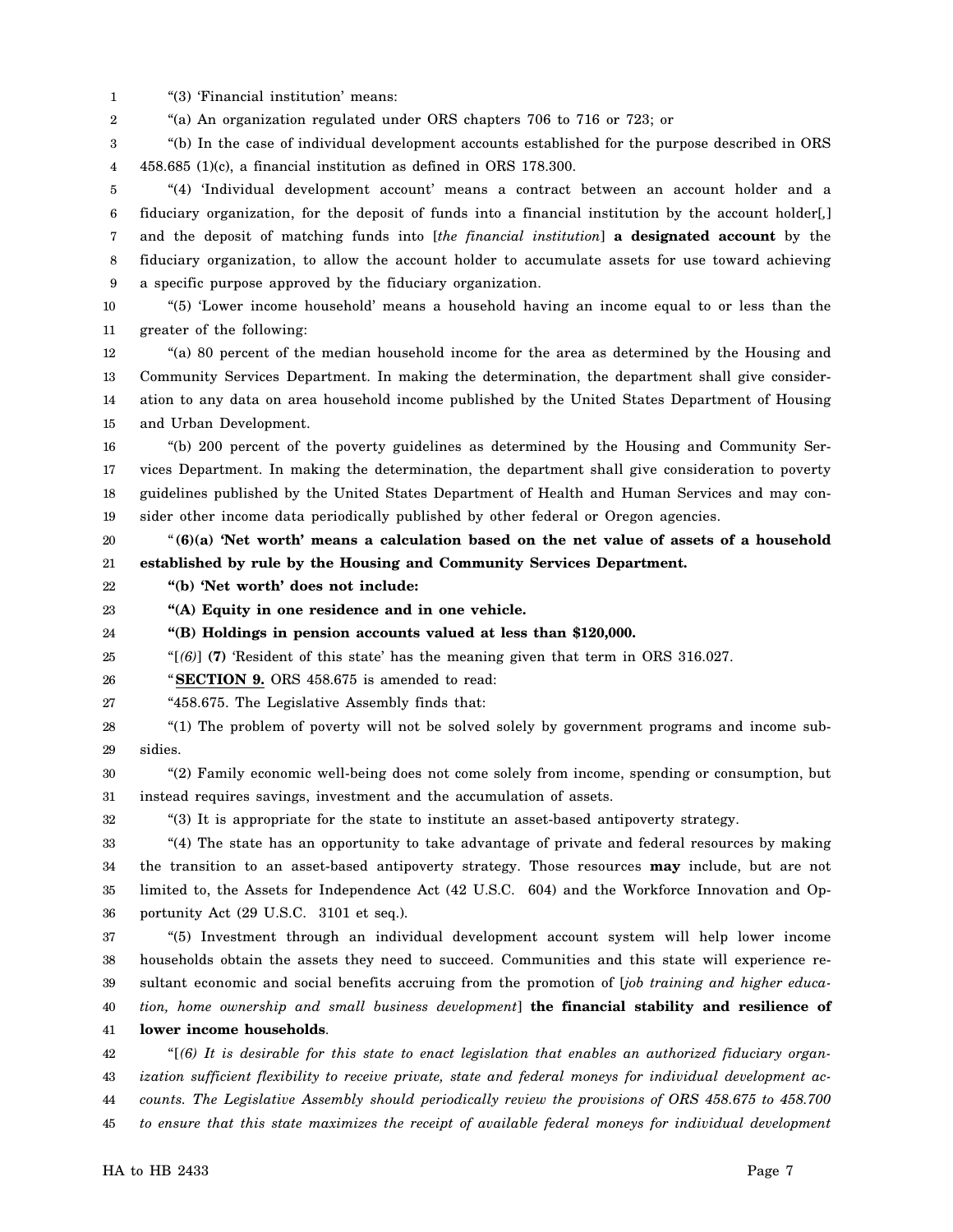"(3) 'Financial institution' means:

"(a) An organization regulated under ORS chapters 706 to 716 or 723; or

"(b) In the case of individual development accounts established for the purpose described in ORS 458.685 (1)(c), a financial institution as defined in ORS 178.300.

"(4) 'Individual development account' means a contract between an account holder and a fiduciary organization, for the deposit of funds into a financial institution by the account holder[,] and the deposit of matching funds into [*the financial institution*] **a designated account** by the fiduciary organization, to allow the account holder to accumulate assets for use toward achieving a specific purpose approved by the fiduciary organization.

"(5) 'Lower income household' means a household having an income equal to or less than the greater of the following:

"(a) 80 percent of the median household income for the area as determined by the Housing and Community Services Department. In making the determination, the department shall give consideration to any data on area household income published by the United States Department of Housing and Urban Development.

"(b) 200 percent of the poverty guidelines as determined by the Housing and Community Services Department. In making the determination, the department shall give consideration to poverty guidelines published by the United States Department of Health and Human Services and may consider other income data periodically published by other federal or Oregon agencies.

"**(6)(a) 'Net worth' means a calculation based on the net value of assets of a household established by rule by the Housing and Community Services Department.**

**"(b) 'Net worth' does not include:**

**"(A) Equity in one residence and in one vehicle.**

**"(B) Holdings in pension accounts valued at less than $120,000.**

"[*(6)*] **(7)** 'Resident of this state' has the meaning given that term in ORS 316.027.

"**SECTION 9.** ORS 458.675 is amended to read:

"458.675. The Legislative Assembly finds that:

"(1) The problem of poverty will not be solved solely by government programs and income subsidies.

"(2) Family economic well-being does not come solely from income, spending or consumption, but instead requires savings, investment and the accumulation of assets.

"(3) It is appropriate for the state to institute an asset-based antipoverty strategy.

"(4) The state has an opportunity to take advantage of private and federal resources by making the transition to an asset-based antipoverty strategy. Those resources **may** include, but are not limited to, the Assets for Independence Act (42 U.S.C. 604) and the Workforce Innovation and Opportunity Act (29 U.S.C. 3101 et seq.).

"(5) Investment through an individual development account system will help lower income households obtain the assets they need to succeed. Communities and this state will experience resultant economic and social benefits accruing from the promotion of [*job training and higher education, home ownership and small business development*] **the financial stability and resilience of lower income households**.

"[*(6) It is desirable for this state to enact legislation that enables an authorized fiduciary organization sufficient flexibility to receive private, state and federal moneys for individual development accounts. The Legislative Assembly should periodically review the provisions of ORS 458.675 to 458.700 to ensure that this state maximizes the receipt of available federal moneys for individual development*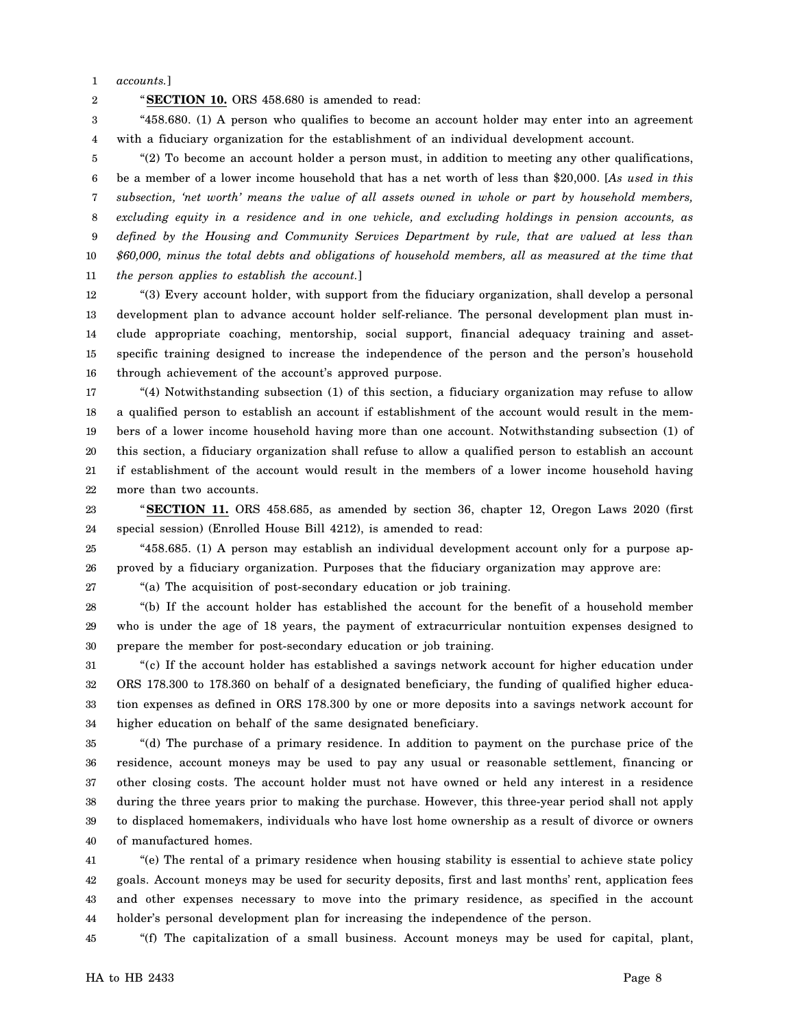*accounts.*]

"**SECTION 10.** ORS 458.680 is amended to read:

"458.680. (1) A person who qualifies to become an account holder may enter into an agreement with a fiduciary organization for the establishment of an individual development account.

"(2) To become an account holder a person must, in addition to meeting any other qualifications, be a member of a lower income household that has a net worth of less than $20,000. [*As used in this subsection, 'net worth' means the value of all assets owned in whole or part by household members, excluding equity in a residence and in one vehicle, and excluding holdings in pension accounts, as defined by the Housing and Community Services Department by rule, that are valued at less than $60,000, minus the total debts and obligations of household members, all as measured at the time that the person applies to establish the account.*]

"(3) Every account holder, with support from the fiduciary organization, shall develop a personal development plan to advance account holder self-reliance. The personal development plan must include appropriate coaching, mentorship, social support, financial adequacy training and asset-specific training designed to increase the independence of the person and the person's household through achievement of the account's approved purpose.

"(4) Notwithstanding subsection (1) of this section, a fiduciary organization may refuse to allow a qualified person to establish an account if establishment of the account would result in the members of a lower income household having more than one account. Notwithstanding subsection (1) of this section, a fiduciary organization shall refuse to allow a qualified person to establish an account if establishment of the account would result in the members of a lower income household having more than two accounts.

"**SECTION 11.** ORS 458.685, as amended by section 36, chapter 12, Oregon Laws 2020 (first special session) (Enrolled House Bill 4212), is amended to read:

"458.685. (1) A person may establish an individual development account only for a purpose approved by a fiduciary organization. Purposes that the fiduciary organization may approve are:

"(a) The acquisition of post-secondary education or job training.

"(b) If the account holder has established the account for the benefit of a household member who is under the age of 18 years, the payment of extracurricular nontuition expenses designed to prepare the member for post-secondary education or job training.

"(c) If the account holder has established a savings network account for higher education under ORS 178.300 to 178.360 on behalf of a designated beneficiary, the funding of qualified higher education expenses as defined in ORS 178.300 by one or more deposits into a savings network account for higher education on behalf of the same designated beneficiary.

"(d) The purchase of a primary residence. In addition to payment on the purchase price of the residence, account moneys may be used to pay any usual or reasonable settlement, financing or other closing costs. The account holder must not have owned or held any interest in a residence during the three years prior to making the purchase. However, this three-year period shall not apply to displaced homemakers, individuals who have lost home ownership as a result of divorce or owners of manufactured homes.

"(e) The rental of a primary residence when housing stability is essential to achieve state policy goals. Account moneys may be used for security deposits, first and last months' rent, application fees and other expenses necessary to move into the primary residence, as specified in the account holder's personal development plan for increasing the independence of the person.

"(f) The capitalization of a small business. Account moneys may be used for capital, plant,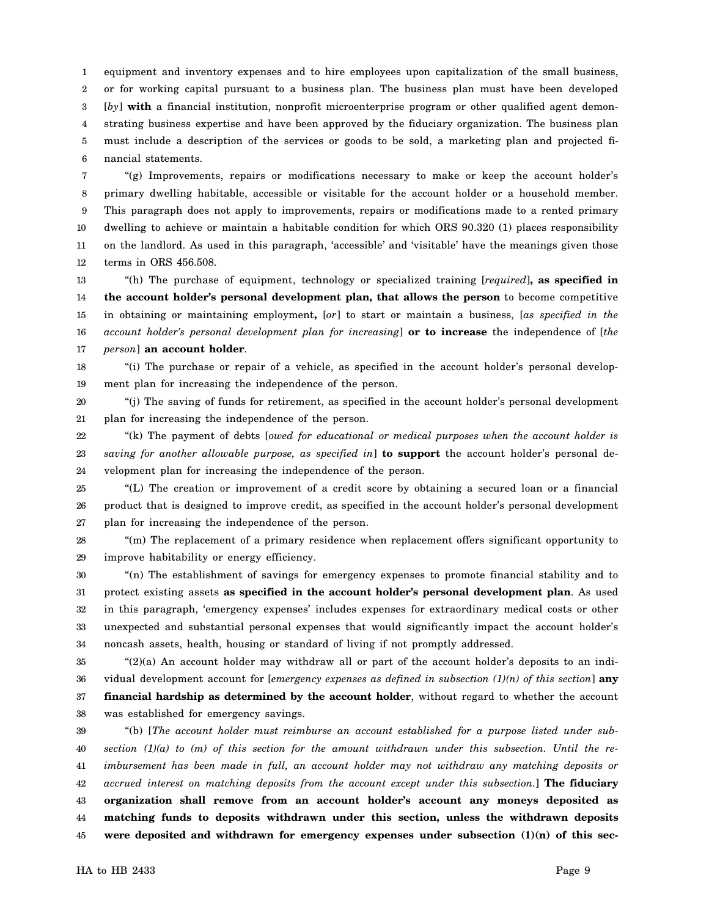equipment and inventory expenses and to hire employees upon capitalization of the small business, or for working capital pursuant to a business plan. The business plan must have been developed [*by*] **with** a financial institution, nonprofit microenterprise program or other qualified agent demonstrating business expertise and have been approved by the fiduciary organization. The business plan must include a description of the services or goods to be sold, a marketing plan and projected financial statements.

"(g) Improvements, repairs or modifications necessary to make or keep the account holder's primary dwelling habitable, accessible or visitable for the account holder or a household member. This paragraph does not apply to improvements, repairs or modifications made to a rented primary dwelling to achieve or maintain a habitable condition for which ORS 90.320 (1) places responsibility on the landlord. As used in this paragraph, 'accessible' and 'visitable' have the meanings given those terms in ORS 456.508.

"(h) The purchase of equipment, technology or specialized training [*required*]**, as specified in the account holder's personal development plan, that allows the person** to become competitive in obtaining or maintaining employment**,** [*or*] to start or maintain a business, [*as specified in the account holder's personal development plan for increasing*] **or to increase** the independence of [*the person*] **an account holder**.

"(i) The purchase or repair of a vehicle, as specified in the account holder's personal development plan for increasing the independence of the person.

"(j) The saving of funds for retirement, as specified in the account holder's personal development plan for increasing the independence of the person.

"(k) The payment of debts [*owed for educational or medical purposes when the account holder is saving for another allowable purpose, as specified in*] **to support** the account holder's personal development plan for increasing the independence of the person.

"(L) The creation or improvement of a credit score by obtaining a secured loan or a financial product that is designed to improve credit, as specified in the account holder's personal development plan for increasing the independence of the person.

"(m) The replacement of a primary residence when replacement offers significant opportunity to improve habitability or energy efficiency.

"(n) The establishment of savings for emergency expenses to promote financial stability and to protect existing assets **as specified in the account holder's personal development plan**. As used in this paragraph, 'emergency expenses' includes expenses for extraordinary medical costs or other unexpected and substantial personal expenses that would significantly impact the account holder's noncash assets, health, housing or standard of living if not promptly addressed.

"(2)(a) An account holder may withdraw all or part of the account holder's deposits to an individual development account for [*emergency expenses as defined in subsection (1)(n) of this section*] **any financial hardship as determined by the account holder**, without regard to whether the account was established for emergency savings.

"(b) [*The account holder must reimburse an account established for a purpose listed under subsection (1)(a) to (m) of this section for the amount withdrawn under this subsection. Until the reimbursement has been made in full, an account holder may not withdraw any matching deposits or accrued interest on matching deposits from the account except under this subsection.*] **The fiduciary organization shall remove from an account holder's account any moneys deposited as matching funds to deposits withdrawn under this section, unless the withdrawn deposits were deposited and withdrawn for emergency expenses under subsection (1)(n) of this sec-**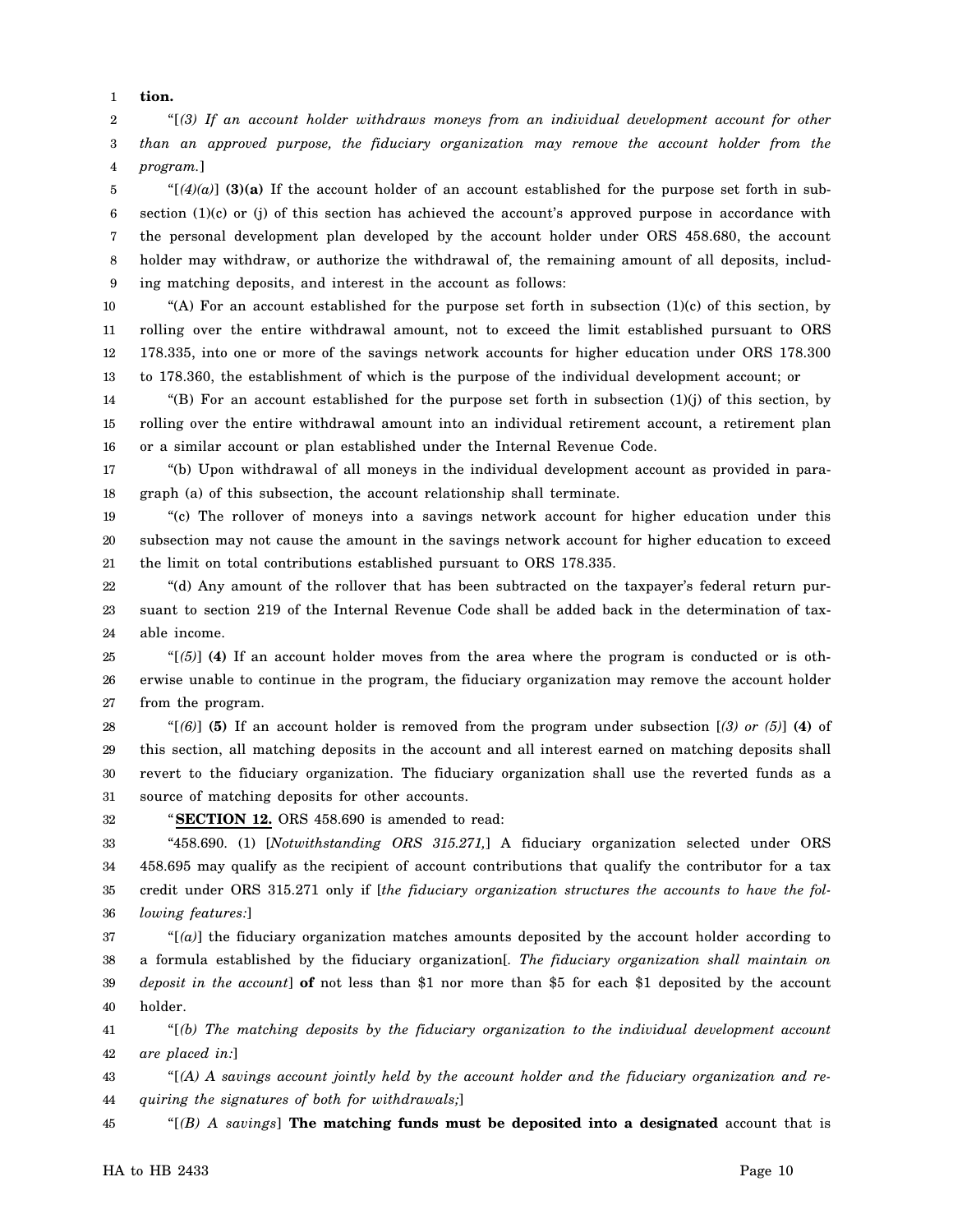**tion.**

"[*(3) If an account holder withdraws moneys from an individual development account for other than an approved purpose, the fiduciary organization may remove the account holder from the program.*]

"[*(4)(a)*] **(3)(a)** If the account holder of an account established for the purpose set forth in subsection (1)(c) or (j) of this section has achieved the account's approved purpose in accordance with the personal development plan developed by the account holder under ORS 458.680, the account holder may withdraw, or authorize the withdrawal of, the remaining amount of all deposits, including matching deposits, and interest in the account as follows:

"(A) For an account established for the purpose set forth in subsection (1)(c) of this section, by rolling over the entire withdrawal amount, not to exceed the limit established pursuant to ORS 178.335, into one or more of the savings network accounts for higher education under ORS 178.300 to 178.360, the establishment of which is the purpose of the individual development account; or

"(B) For an account established for the purpose set forth in subsection (1)(j) of this section, by rolling over the entire withdrawal amount into an individual retirement account, a retirement plan or a similar account or plan established under the Internal Revenue Code.

"(b) Upon withdrawal of all moneys in the individual development account as provided in paragraph (a) of this subsection, the account relationship shall terminate.

"(c) The rollover of moneys into a savings network account for higher education under this subsection may not cause the amount in the savings network account for higher education to exceed the limit on total contributions established pursuant to ORS 178.335.

"(d) Any amount of the rollover that has been subtracted on the taxpayer's federal return pursuant to section 219 of the Internal Revenue Code shall be added back in the determination of taxable income.

"[*(5)*] **(4)** If an account holder moves from the area where the program is conducted or is otherwise unable to continue in the program, the fiduciary organization may remove the account holder from the program.

"[*(6)*] **(5)** If an account holder is removed from the program under subsection [*(3) or (5)*] **(4)** of this section, all matching deposits in the account and all interest earned on matching deposits shall revert to the fiduciary organization. The fiduciary organization shall use the reverted funds as a source of matching deposits for other accounts.

"**SECTION 12.** ORS 458.690 is amended to read:

"458.690. (1) [*Notwithstanding ORS 315.271,*] A fiduciary organization selected under ORS 458.695 may qualify as the recipient of account contributions that qualify the contributor for a tax credit under ORS 315.271 only if [*the fiduciary organization structures the accounts to have the following features:*]

"[*(a)*] the fiduciary organization matches amounts deposited by the account holder according to a formula established by the fiduciary organization[*. The fiduciary organization shall maintain on deposit in the account*] **of** not less than $1 nor more than $5 for each $1 deposited by the account holder.

"[*(b) The matching deposits by the fiduciary organization to the individual development account are placed in:*]

"[*(A) A savings account jointly held by the account holder and the fiduciary organization and requiring the signatures of both for withdrawals;*]

"[*(B) A savings*] **The matching funds must be deposited into a designated** account that is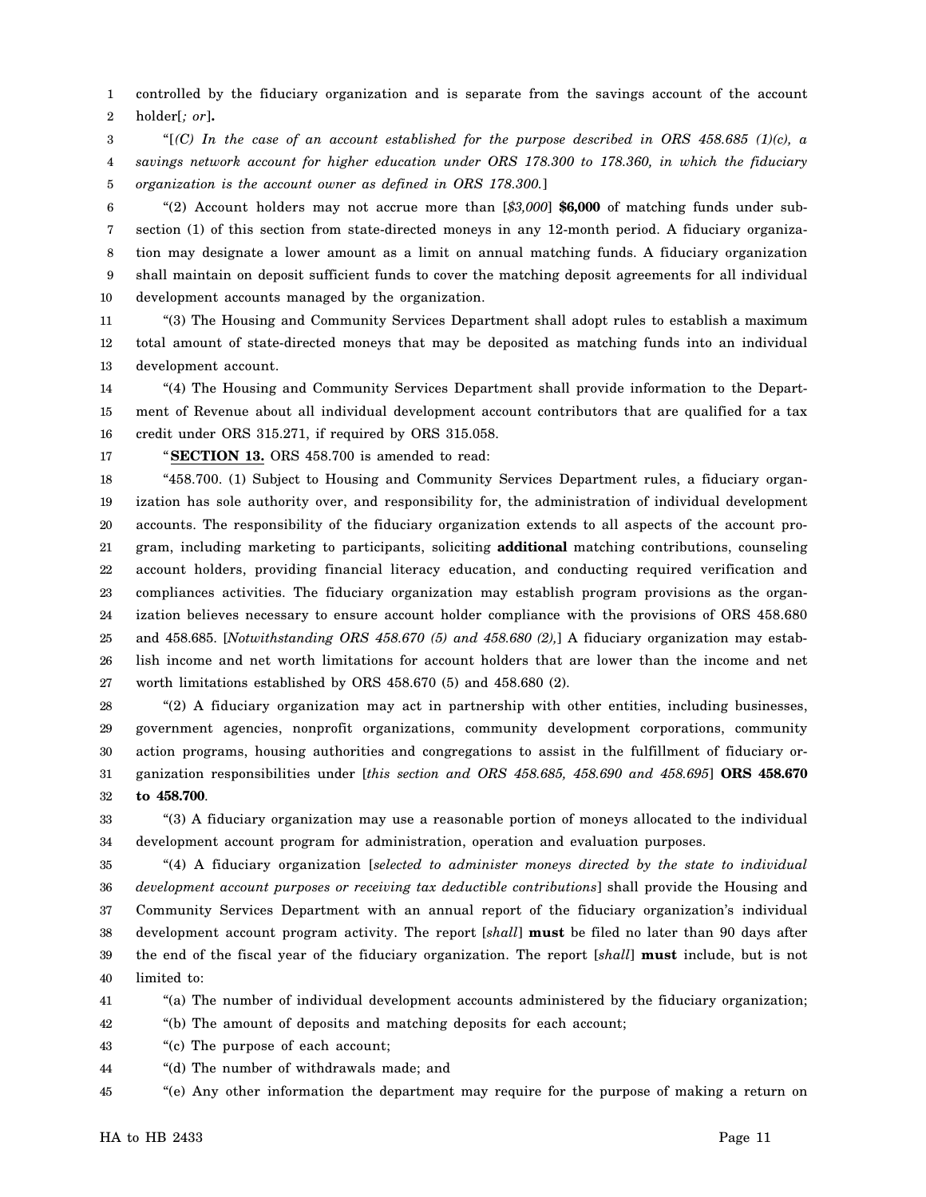controlled by the fiduciary organization and is separate from the savings account of the account holder[*; or*]**.**

"[*(C) In the case of an account established for the purpose described in ORS 458.685 (1)(c), a savings network account for higher education under ORS 178.300 to 178.360, in which the fiduciary organization is the account owner as defined in ORS 178.300.*]

"(2) Account holders may not accrue more than [*$3,000*] **$6,000** of matching funds under subsection (1) of this section from state-directed moneys in any 12-month period. A fiduciary organization may designate a lower amount as a limit on annual matching funds. A fiduciary organization shall maintain on deposit sufficient funds to cover the matching deposit agreements for all individual development accounts managed by the organization.

"(3) The Housing and Community Services Department shall adopt rules to establish a maximum total amount of state-directed moneys that may be deposited as matching funds into an individual development account.

"(4) The Housing and Community Services Department shall provide information to the Department of Revenue about all individual development account contributors that are qualified for a tax credit under ORS 315.271, if required by ORS 315.058.

"**SECTION 13.** ORS 458.700 is amended to read:

"458.700. (1) Subject to Housing and Community Services Department rules, a fiduciary organization has sole authority over, and responsibility for, the administration of individual development accounts. The responsibility of the fiduciary organization extends to all aspects of the account program, including marketing to participants, soliciting **additional** matching contributions, counseling account holders, providing financial literacy education, and conducting required verification and compliances activities. The fiduciary organization may establish program provisions as the organization believes necessary to ensure account holder compliance with the provisions of ORS 458.680 and 458.685. [*Notwithstanding ORS 458.670 (5) and 458.680 (2),*] A fiduciary organization may establish income and net worth limitations for account holders that are lower than the income and net worth limitations established by ORS 458.670 (5) and 458.680 (2).

"(2) A fiduciary organization may act in partnership with other entities, including businesses, government agencies, nonprofit organizations, community development corporations, community action programs, housing authorities and congregations to assist in the fulfillment of fiduciary organization responsibilities under [*this section and ORS 458.685, 458.690 and 458.695*] **ORS 458.670 to 458.700**.

"(3) A fiduciary organization may use a reasonable portion of moneys allocated to the individual development account program for administration, operation and evaluation purposes.

"(4) A fiduciary organization [*selected to administer moneys directed by the state to individual development account purposes or receiving tax deductible contributions*] shall provide the Housing and Community Services Department with an annual report of the fiduciary organization's individual development account program activity. The report [*shall*] **must** be filed no later than 90 days after the end of the fiscal year of the fiduciary organization. The report [*shall*] **must** include, but is not limited to:

"(a) The number of individual development accounts administered by the fiduciary organization;

"(b) The amount of deposits and matching deposits for each account;

"(c) The purpose of each account;

"(d) The number of withdrawals made; and

"(e) Any other information the department may require for the purpose of making a return on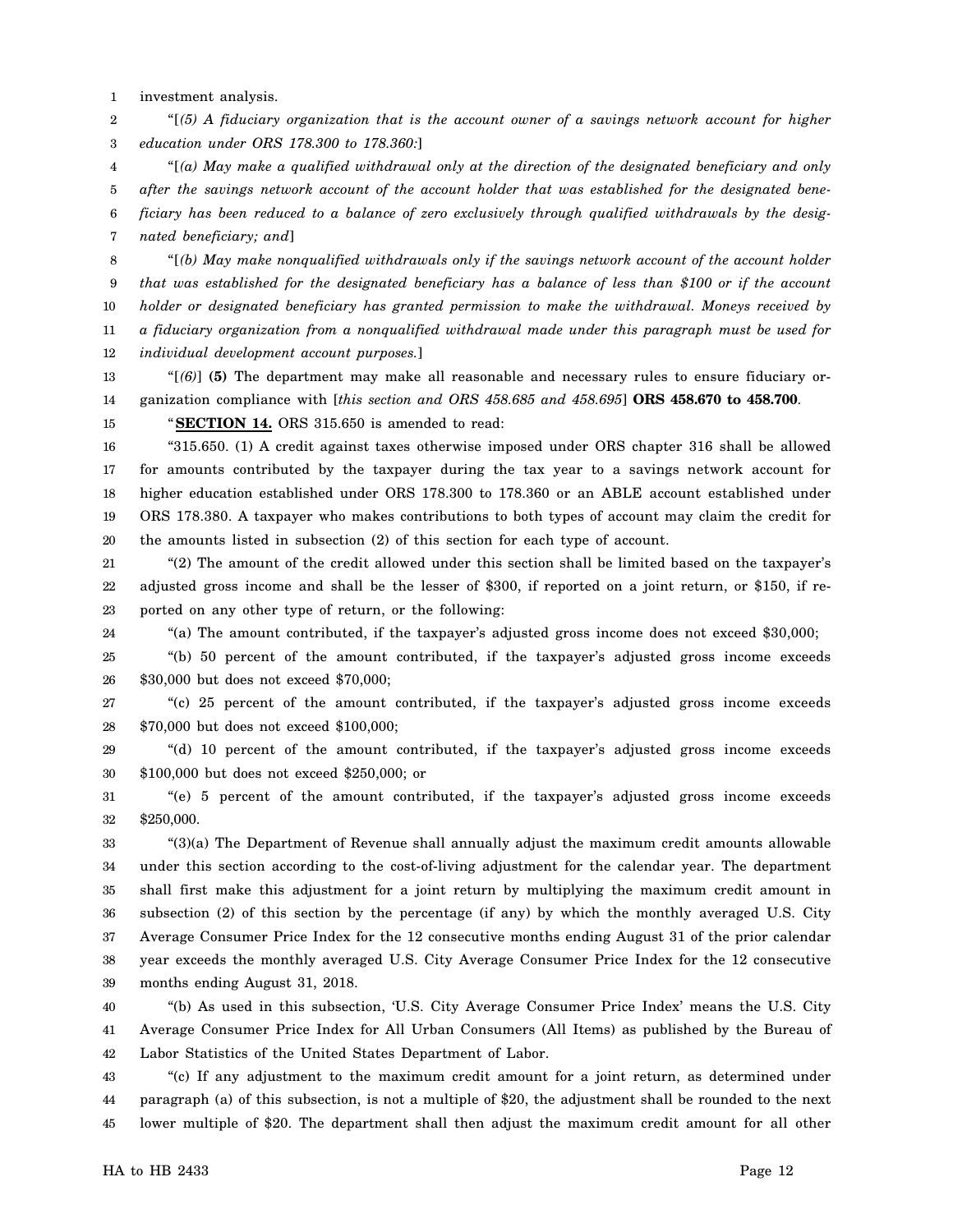investment analysis.

"[*(5) A fiduciary organization that is the account owner of a savings network account for higher education under ORS 178.300 to 178.360:*]

"[*(a) May make a qualified withdrawal only at the direction of the designated beneficiary and only after the savings network account of the account holder that was established for the designated beneficiary has been reduced to a balance of zero exclusively through qualified withdrawals by the designated beneficiary; and*]

"[*(b) May make nonqualified withdrawals only if the savings network account of the account holder that was established for the designated beneficiary has a balance of less than $100 or if the account holder or designated beneficiary has granted permission to make the withdrawal. Moneys received by a fiduciary organization from a nonqualified withdrawal made under this paragraph must be used for individual development account purposes.*]

"[*(6)*] **(5)** The department may make all reasonable and necessary rules to ensure fiduciary organization compliance with [*this section and ORS 458.685 and 458.695*] **ORS 458.670 to 458.700**.

"**SECTION 14.** ORS 315.650 is amended to read:

"315.650. (1) A credit against taxes otherwise imposed under ORS chapter 316 shall be allowed for amounts contributed by the taxpayer during the tax year to a savings network account for higher education established under ORS 178.300 to 178.360 or an ABLE account established under ORS 178.380. A taxpayer who makes contributions to both types of account may claim the credit for the amounts listed in subsection (2) of this section for each type of account.

"(2) The amount of the credit allowed under this section shall be limited based on the taxpayer's adjusted gross income and shall be the lesser of $300, if reported on a joint return, or $150, if reported on any other type of return, or the following:

"(a) The amount contributed, if the taxpayer's adjusted gross income does not exceed $30,000;

"(b) 50 percent of the amount contributed, if the taxpayer's adjusted gross income exceeds $30,000 but does not exceed $70,000;

"(c) 25 percent of the amount contributed, if the taxpayer's adjusted gross income exceeds $70,000 but does not exceed $100,000;

"(d) 10 percent of the amount contributed, if the taxpayer's adjusted gross income exceeds $100,000 but does not exceed $250,000; or

"(e) 5 percent of the amount contributed, if the taxpayer's adjusted gross income exceeds $250,000.

"(3)(a) The Department of Revenue shall annually adjust the maximum credit amounts allowable under this section according to the cost-of-living adjustment for the calendar year. The department shall first make this adjustment for a joint return by multiplying the maximum credit amount in subsection (2) of this section by the percentage (if any) by which the monthly averaged U.S. City Average Consumer Price Index for the 12 consecutive months ending August 31 of the prior calendar year exceeds the monthly averaged U.S. City Average Consumer Price Index for the 12 consecutive months ending August 31, 2018.

"(b) As used in this subsection, 'U.S. City Average Consumer Price Index' means the U.S. City Average Consumer Price Index for All Urban Consumers (All Items) as published by the Bureau of Labor Statistics of the United States Department of Labor.

"(c) If any adjustment to the maximum credit amount for a joint return, as determined under paragraph (a) of this subsection, is not a multiple of $20, the adjustment shall be rounded to the next lower multiple of $20. The department shall then adjust the maximum credit amount for all other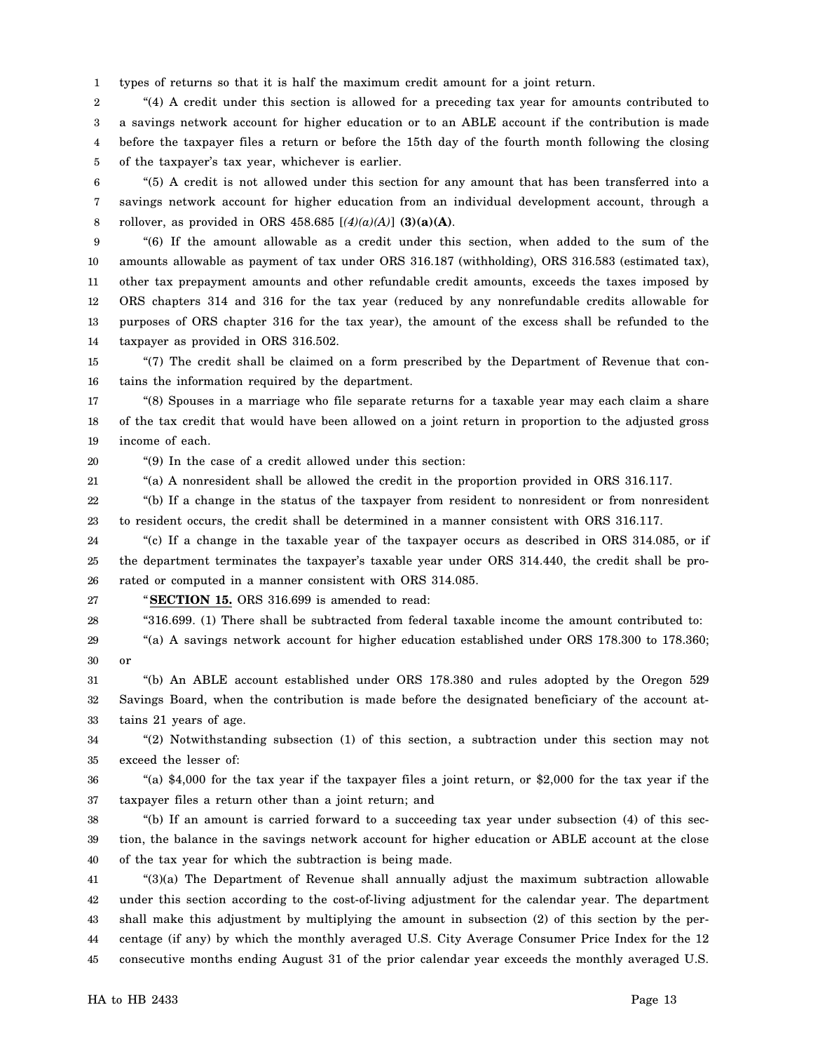types of returns so that it is half the maximum credit amount for a joint return.

"(4) A credit under this section is allowed for a preceding tax year for amounts contributed to a savings network account for higher education or to an ABLE account if the contribution is made before the taxpayer files a return or before the 15th day of the fourth month following the closing of the taxpayer's tax year, whichever is earlier.

"(5) A credit is not allowed under this section for any amount that has been transferred into a savings network account for higher education from an individual development account, through a rollover, as provided in ORS 458.685 [*(4)(a)(A)*] **(3)(a)(A)**.

"(6) If the amount allowable as a credit under this section, when added to the sum of the amounts allowable as payment of tax under ORS 316.187 (withholding), ORS 316.583 (estimated tax), other tax prepayment amounts and other refundable credit amounts, exceeds the taxes imposed by ORS chapters 314 and 316 for the tax year (reduced by any nonrefundable credits allowable for purposes of ORS chapter 316 for the tax year), the amount of the excess shall be refunded to the taxpayer as provided in ORS 316.502.

"(7) The credit shall be claimed on a form prescribed by the Department of Revenue that contains the information required by the department.

"(8) Spouses in a marriage who file separate returns for a taxable year may each claim a share of the tax credit that would have been allowed on a joint return in proportion to the adjusted gross income of each.

"(9) In the case of a credit allowed under this section:

"(a) A nonresident shall be allowed the credit in the proportion provided in ORS 316.117.

"(b) If a change in the status of the taxpayer from resident to nonresident or from nonresident to resident occurs, the credit shall be determined in a manner consistent with ORS 316.117.

"(c) If a change in the taxable year of the taxpayer occurs as described in ORS 314.085, or if the department terminates the taxpayer's taxable year under ORS 314.440, the credit shall be prorated or computed in a manner consistent with ORS 314.085.

"**SECTION 15.** ORS 316.699 is amended to read:

"316.699. (1) There shall be subtracted from federal taxable income the amount contributed to:

"(a) A savings network account for higher education established under ORS 178.300 to 178.360; or

"(b) An ABLE account established under ORS 178.380 and rules adopted by the Oregon 529 Savings Board, when the contribution is made before the designated beneficiary of the account attains 21 years of age.

"(2) Notwithstanding subsection (1) of this section, a subtraction under this section may not exceed the lesser of:

"(a) $4,000 for the tax year if the taxpayer files a joint return, or $2,000 for the tax year if the taxpayer files a return other than a joint return; and

"(b) If an amount is carried forward to a succeeding tax year under subsection (4) of this section, the balance in the savings network account for higher education or ABLE account at the close of the tax year for which the subtraction is being made.

"(3)(a) The Department of Revenue shall annually adjust the maximum subtraction allowable under this section according to the cost-of-living adjustment for the calendar year. The department shall make this adjustment by multiplying the amount in subsection (2) of this section by the percentage (if any) by which the monthly averaged U.S. City Average Consumer Price Index for the 12 consecutive months ending August 31 of the prior calendar year exceeds the monthly averaged U.S.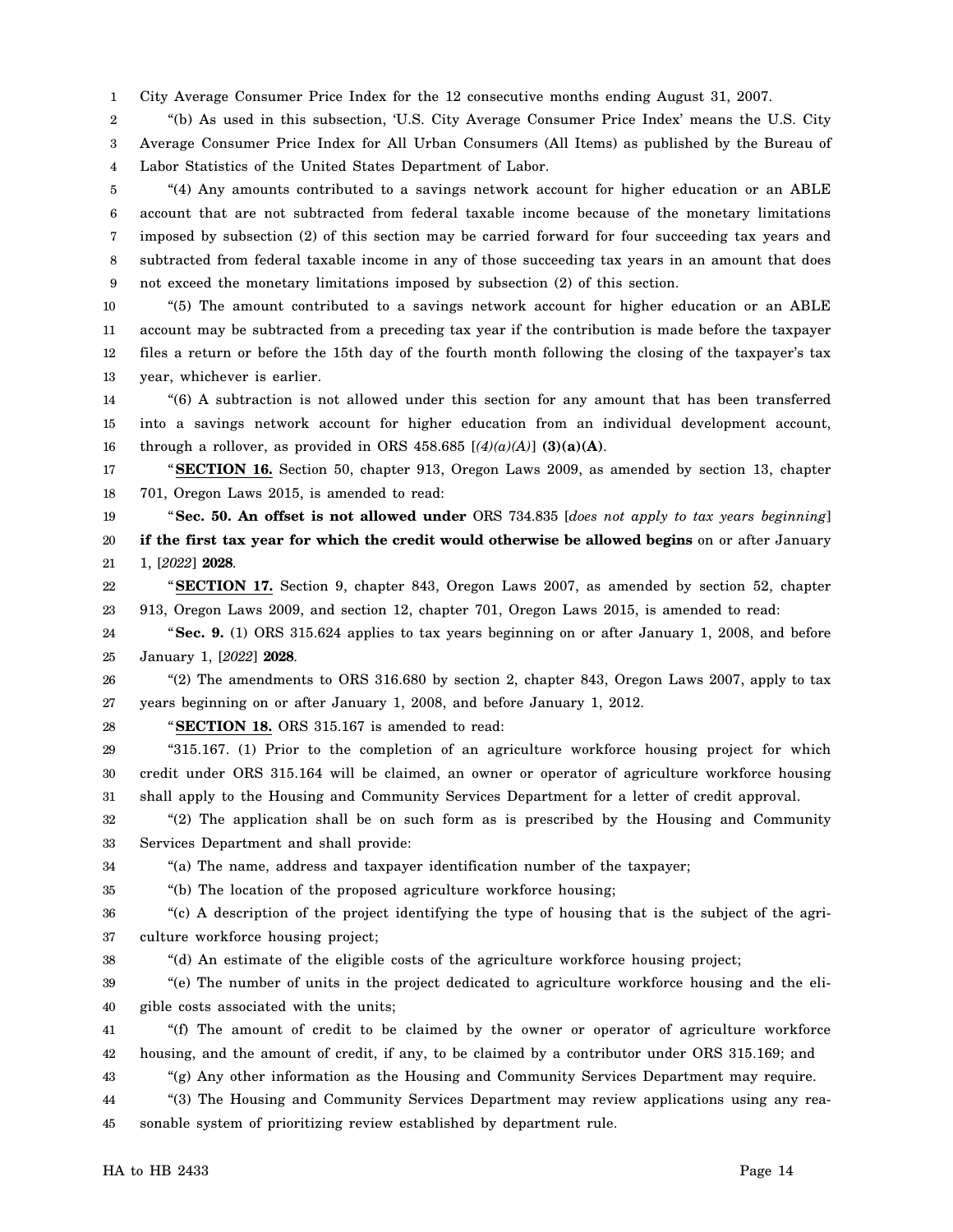City Average Consumer Price Index for the 12 consecutive months ending August 31, 2007.

"(b) As used in this subsection, 'U.S. City Average Consumer Price Index' means the U.S. City Average Consumer Price Index for All Urban Consumers (All Items) as published by the Bureau of Labor Statistics of the United States Department of Labor.

"(4) Any amounts contributed to a savings network account for higher education or an ABLE account that are not subtracted from federal taxable income because of the monetary limitations imposed by subsection (2) of this section may be carried forward for four succeeding tax years and subtracted from federal taxable income in any of those succeeding tax years in an amount that does not exceed the monetary limitations imposed by subsection (2) of this section.

"(5) The amount contributed to a savings network account for higher education or an ABLE account may be subtracted from a preceding tax year if the contribution is made before the taxpayer files a return or before the 15th day of the fourth month following the closing of the taxpayer's tax year, whichever is earlier.

"(6) A subtraction is not allowed under this section for any amount that has been transferred into a savings network account for higher education from an individual development account, through a rollover, as provided in ORS 458.685 [*(4)(a)(A)*] **(3)(a)(A)**.

"**SECTION 16.** Section 50, chapter 913, Oregon Laws 2009, as amended by section 13, chapter 701, Oregon Laws 2015, is amended to read:

"**Sec. 50. An offset is not allowed under** ORS 734.835 [*does not apply to tax years beginning*] **if the first tax year for which the credit would otherwise be allowed begins** on or after January 1, [*2022*] **2028**.

"**SECTION 17.** Section 9, chapter 843, Oregon Laws 2007, as amended by section 52, chapter 913, Oregon Laws 2009, and section 12, chapter 701, Oregon Laws 2015, is amended to read:

"**Sec. 9.** (1) ORS 315.624 applies to tax years beginning on or after January 1, 2008, and before January 1, [*2022*] **2028**.

"(2) The amendments to ORS 316.680 by section 2, chapter 843, Oregon Laws 2007, apply to tax years beginning on or after January 1, 2008, and before January 1, 2012.

"**SECTION 18.** ORS 315.167 is amended to read:

"315.167. (1) Prior to the completion of an agriculture workforce housing project for which credit under ORS 315.164 will be claimed, an owner or operator of agriculture workforce housing shall apply to the Housing and Community Services Department for a letter of credit approval.

"(2) The application shall be on such form as is prescribed by the Housing and Community Services Department and shall provide:

"(a) The name, address and taxpayer identification number of the taxpayer;

"(b) The location of the proposed agriculture workforce housing;

"(c) A description of the project identifying the type of housing that is the subject of the agriculture workforce housing project;

"(d) An estimate of the eligible costs of the agriculture workforce housing project;

"(e) The number of units in the project dedicated to agriculture workforce housing and the eligible costs associated with the units;

"(f) The amount of credit to be claimed by the owner or operator of agriculture workforce housing, and the amount of credit, if any, to be claimed by a contributor under ORS 315.169; and

"(g) Any other information as the Housing and Community Services Department may require.

"(3) The Housing and Community Services Department may review applications using any reasonable system of prioritizing review established by department rule.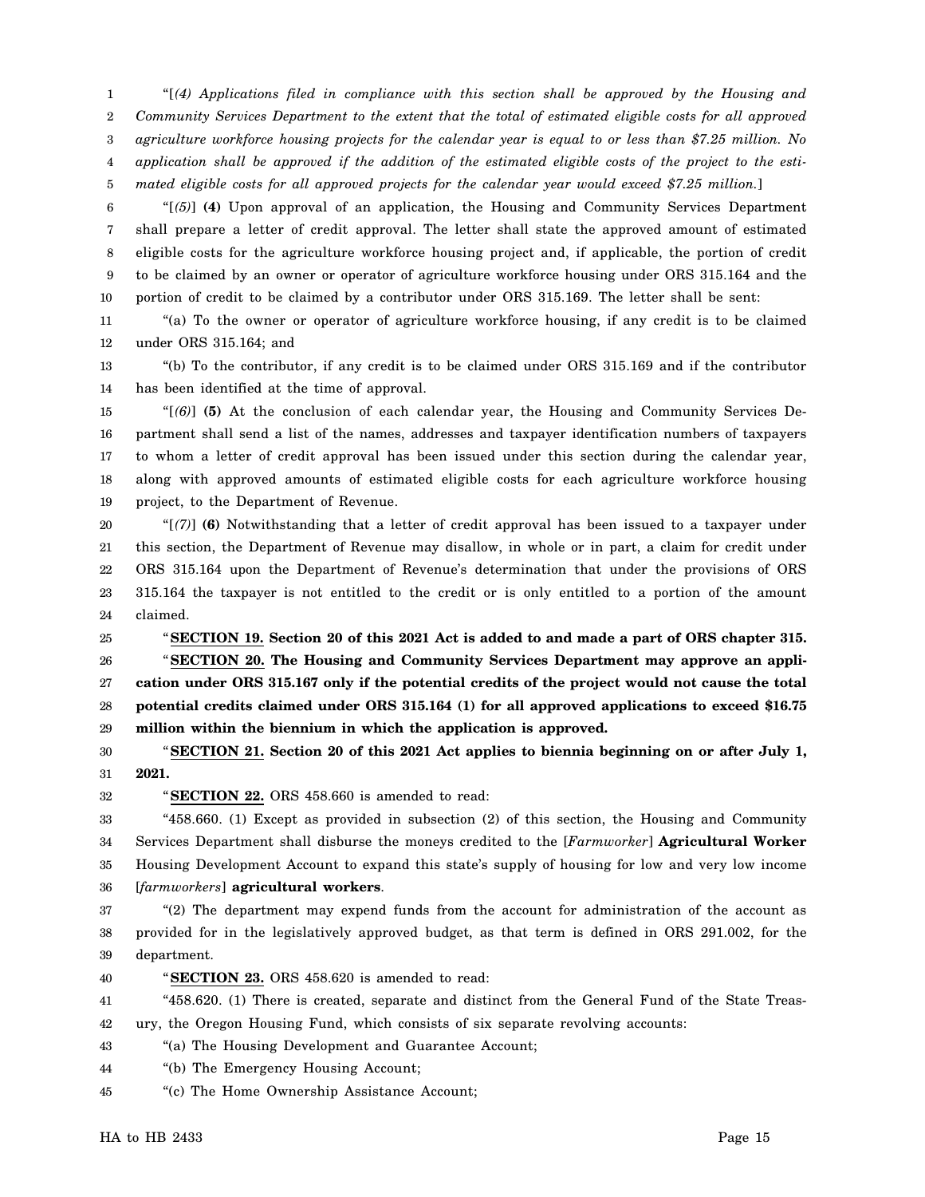"[*(4) Applications filed in compliance with this section shall be approved by the Housing and Community Services Department to the extent that the total of estimated eligible costs for all approved agriculture workforce housing projects for the calendar year is equal to or less than $7.25 million. No application shall be approved if the addition of the estimated eligible costs of the project to the estimated eligible costs for all approved projects for the calendar year would exceed $7.25 million.*]

"[*(5)*] **(4)** Upon approval of an application, the Housing and Community Services Department shall prepare a letter of credit approval. The letter shall state the approved amount of estimated eligible costs for the agriculture workforce housing project and, if applicable, the portion of credit to be claimed by an owner or operator of agriculture workforce housing under ORS 315.164 and the portion of credit to be claimed by a contributor under ORS 315.169. The letter shall be sent:

"(a) To the owner or operator of agriculture workforce housing, if any credit is to be claimed under ORS 315.164; and

"(b) To the contributor, if any credit is to be claimed under ORS 315.169 and if the contributor has been identified at the time of approval.

"[*(6)*] **(5)** At the conclusion of each calendar year, the Housing and Community Services Department shall send a list of the names, addresses and taxpayer identification numbers of taxpayers to whom a letter of credit approval has been issued under this section during the calendar year, along with approved amounts of estimated eligible costs for each agriculture workforce housing project, to the Department of Revenue.

"[*(7)*] **(6)** Notwithstanding that a letter of credit approval has been issued to a taxpayer under this section, the Department of Revenue may disallow, in whole or in part, a claim for credit under ORS 315.164 upon the Department of Revenue's determination that under the provisions of ORS 315.164 the taxpayer is not entitled to the credit or is only entitled to a portion of the amount claimed.

"**SECTION 19. Section 20 of this 2021 Act is added to and made a part of ORS chapter 315.**

"**SECTION 20. The Housing and Community Services Department may approve an application under ORS 315.167 only if the potential credits of the project would not cause the total potential credits claimed under ORS 315.164 (1) for all approved applications to exceed $16.75 million within the biennium in which the application is approved.**

"**SECTION 21. Section 20 of this 2021 Act applies to biennia beginning on or after July 1, 2021.**

"**SECTION 22.** ORS 458.660 is amended to read:

"458.660. (1) Except as provided in subsection (2) of this section, the Housing and Community Services Department shall disburse the moneys credited to the [*Farmworker*] **Agricultural Worker** Housing Development Account to expand this state's supply of housing for low and very low income [*farmworkers*] **agricultural workers**.

"(2) The department may expend funds from the account for administration of the account as provided for in the legislatively approved budget, as that term is defined in ORS 291.002, for the department.

"**SECTION 23.** ORS 458.620 is amended to read:

"458.620. (1) There is created, separate and distinct from the General Fund of the State Treasury, the Oregon Housing Fund, which consists of six separate revolving accounts:

"(a) The Housing Development and Guarantee Account;

"(b) The Emergency Housing Account;

"(c) The Home Ownership Assistance Account;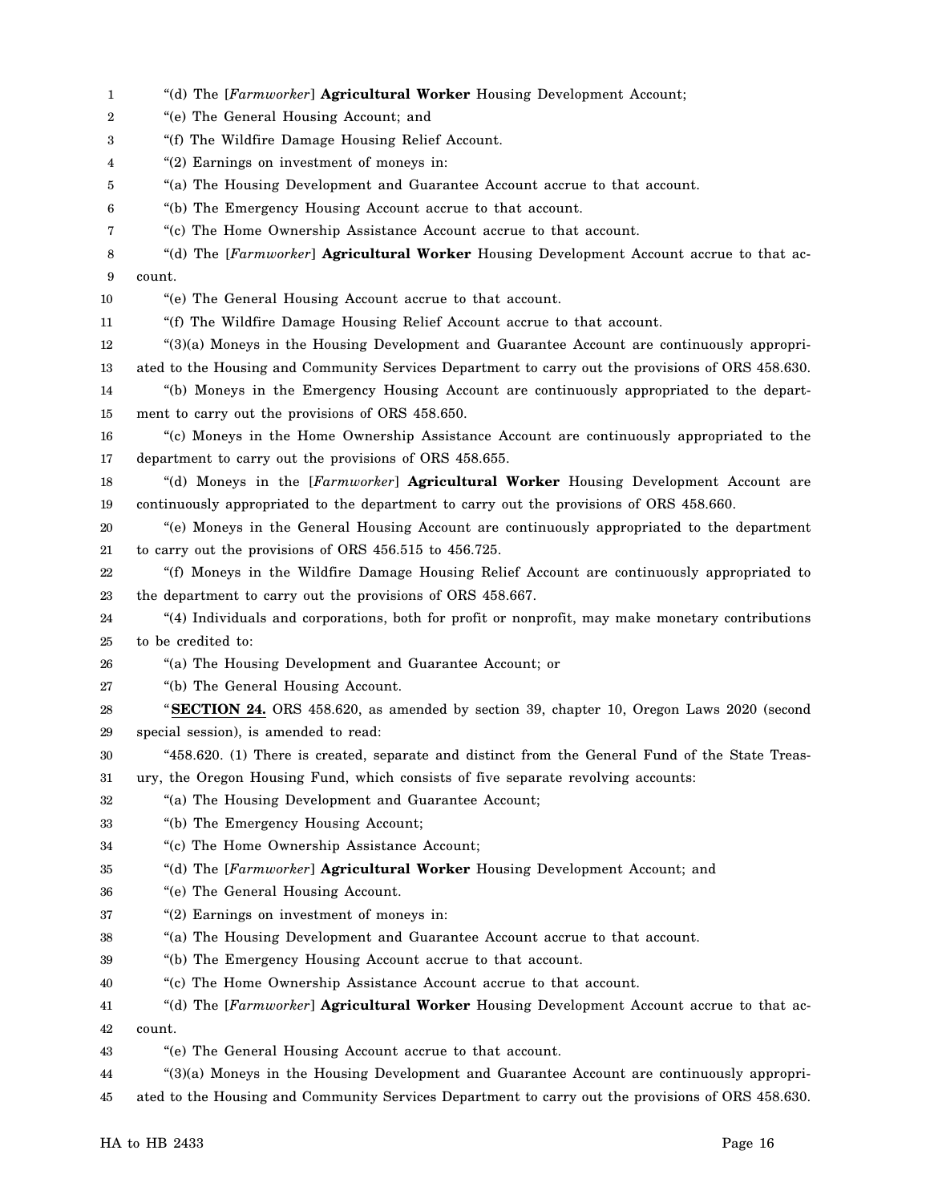"(d) The [*Farmworker*] **Agricultural Worker** Housing Development Account;

"(e) The General Housing Account; and

"(f) The Wildfire Damage Housing Relief Account.

"(2) Earnings on investment of moneys in:

"(a) The Housing Development and Guarantee Account accrue to that account.

"(b) The Emergency Housing Account accrue to that account.

"(c) The Home Ownership Assistance Account accrue to that account.

"(d) The [*Farmworker*] **Agricultural Worker** Housing Development Account accrue to that account.

"(e) The General Housing Account accrue to that account.

"(f) The Wildfire Damage Housing Relief Account accrue to that account.

"(3)(a) Moneys in the Housing Development and Guarantee Account are continuously appropriated to the Housing and Community Services Department to carry out the provisions of ORS 458.630.

"(b) Moneys in the Emergency Housing Account are continuously appropriated to the department to carry out the provisions of ORS 458.650.

"(c) Moneys in the Home Ownership Assistance Account are continuously appropriated to the department to carry out the provisions of ORS 458.655.

"(d) Moneys in the [*Farmworker*] **Agricultural Worker** Housing Development Account are continuously appropriated to the department to carry out the provisions of ORS 458.660.

"(e) Moneys in the General Housing Account are continuously appropriated to the department to carry out the provisions of ORS 456.515 to 456.725.

"(f) Moneys in the Wildfire Damage Housing Relief Account are continuously appropriated to the department to carry out the provisions of ORS 458.667.

"(4) Individuals and corporations, both for profit or nonprofit, may make monetary contributions to be credited to:

"(a) The Housing Development and Guarantee Account; or

"(b) The General Housing Account.

"**SECTION 24.** ORS 458.620, as amended by section 39, chapter 10, Oregon Laws 2020 (second special session), is amended to read:

"458.620. (1) There is created, separate and distinct from the General Fund of the State Treasury, the Oregon Housing Fund, which consists of five separate revolving accounts:

"(a) The Housing Development and Guarantee Account;

"(b) The Emergency Housing Account;

"(c) The Home Ownership Assistance Account;

"(d) The [*Farmworker*] **Agricultural Worker** Housing Development Account; and

"(e) The General Housing Account.

"(2) Earnings on investment of moneys in:

"(a) The Housing Development and Guarantee Account accrue to that account.

"(b) The Emergency Housing Account accrue to that account.

"(c) The Home Ownership Assistance Account accrue to that account.

"(d) The [*Farmworker*] **Agricultural Worker** Housing Development Account accrue to that account.

"(e) The General Housing Account accrue to that account.

"(3)(a) Moneys in the Housing Development and Guarantee Account are continuously appropriated to the Housing and Community Services Department to carry out the provisions of ORS 458.630.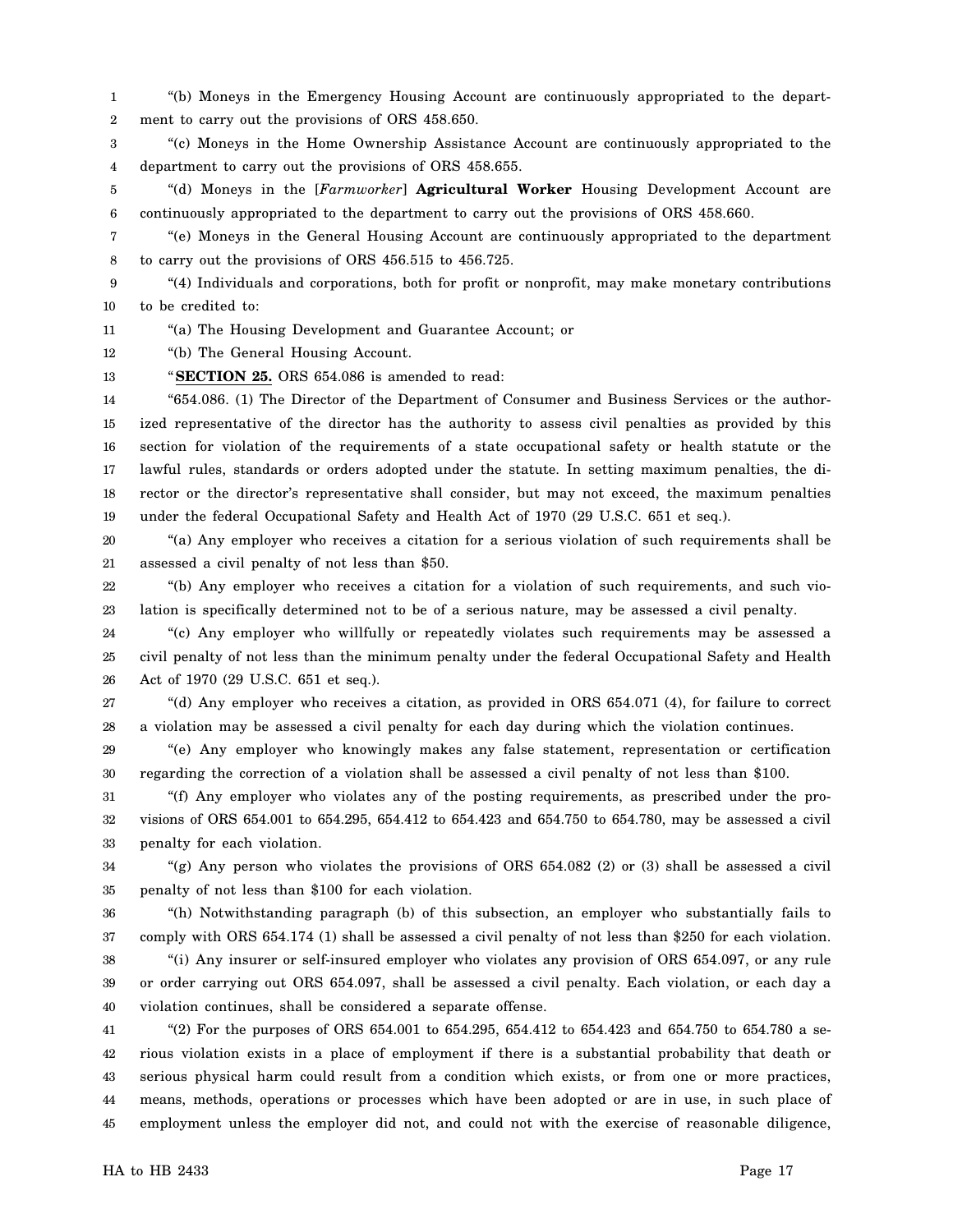"(b) Moneys in the Emergency Housing Account are continuously appropriated to the department to carry out the provisions of ORS 458.650.

"(c) Moneys in the Home Ownership Assistance Account are continuously appropriated to the department to carry out the provisions of ORS 458.655.

"(d) Moneys in the [*Farmworker*] **Agricultural Worker** Housing Development Account are continuously appropriated to the department to carry out the provisions of ORS 458.660.

"(e) Moneys in the General Housing Account are continuously appropriated to the department to carry out the provisions of ORS 456.515 to 456.725.

"(4) Individuals and corporations, both for profit or nonprofit, may make monetary contributions to be credited to:

"(a) The Housing Development and Guarantee Account; or

"(b) The General Housing Account.

"**SECTION 25.** ORS 654.086 is amended to read:

"654.086. (1) The Director of the Department of Consumer and Business Services or the authorized representative of the director has the authority to assess civil penalties as provided by this section for violation of the requirements of a state occupational safety or health statute or the lawful rules, standards or orders adopted under the statute. In setting maximum penalties, the director or the director's representative shall consider, but may not exceed, the maximum penalties under the federal Occupational Safety and Health Act of 1970 (29 U.S.C. 651 et seq.).

"(a) Any employer who receives a citation for a serious violation of such requirements shall be assessed a civil penalty of not less than $50.

"(b) Any employer who receives a citation for a violation of such requirements, and such violation is specifically determined not to be of a serious nature, may be assessed a civil penalty.

"(c) Any employer who willfully or repeatedly violates such requirements may be assessed a civil penalty of not less than the minimum penalty under the federal Occupational Safety and Health Act of 1970 (29 U.S.C. 651 et seq.).

"(d) Any employer who receives a citation, as provided in ORS 654.071 (4), for failure to correct a violation may be assessed a civil penalty for each day during which the violation continues.

"(e) Any employer who knowingly makes any false statement, representation or certification regarding the correction of a violation shall be assessed a civil penalty of not less than $100.

"(f) Any employer who violates any of the posting requirements, as prescribed under the provisions of ORS 654.001 to 654.295, 654.412 to 654.423 and 654.750 to 654.780, may be assessed a civil penalty for each violation.

"(g) Any person who violates the provisions of ORS 654.082 (2) or (3) shall be assessed a civil penalty of not less than $100 for each violation.

"(h) Notwithstanding paragraph (b) of this subsection, an employer who substantially fails to comply with ORS 654.174 (1) shall be assessed a civil penalty of not less than $250 for each violation.

"(i) Any insurer or self-insured employer who violates any provision of ORS 654.097, or any rule or order carrying out ORS 654.097, shall be assessed a civil penalty. Each violation, or each day a violation continues, shall be considered a separate offense.

"(2) For the purposes of ORS 654.001 to 654.295, 654.412 to 654.423 and 654.750 to 654.780 a serious violation exists in a place of employment if there is a substantial probability that death or serious physical harm could result from a condition which exists, or from one or more practices, means, methods, operations or processes which have been adopted or are in use, in such place of employment unless the employer did not, and could not with the exercise of reasonable diligence,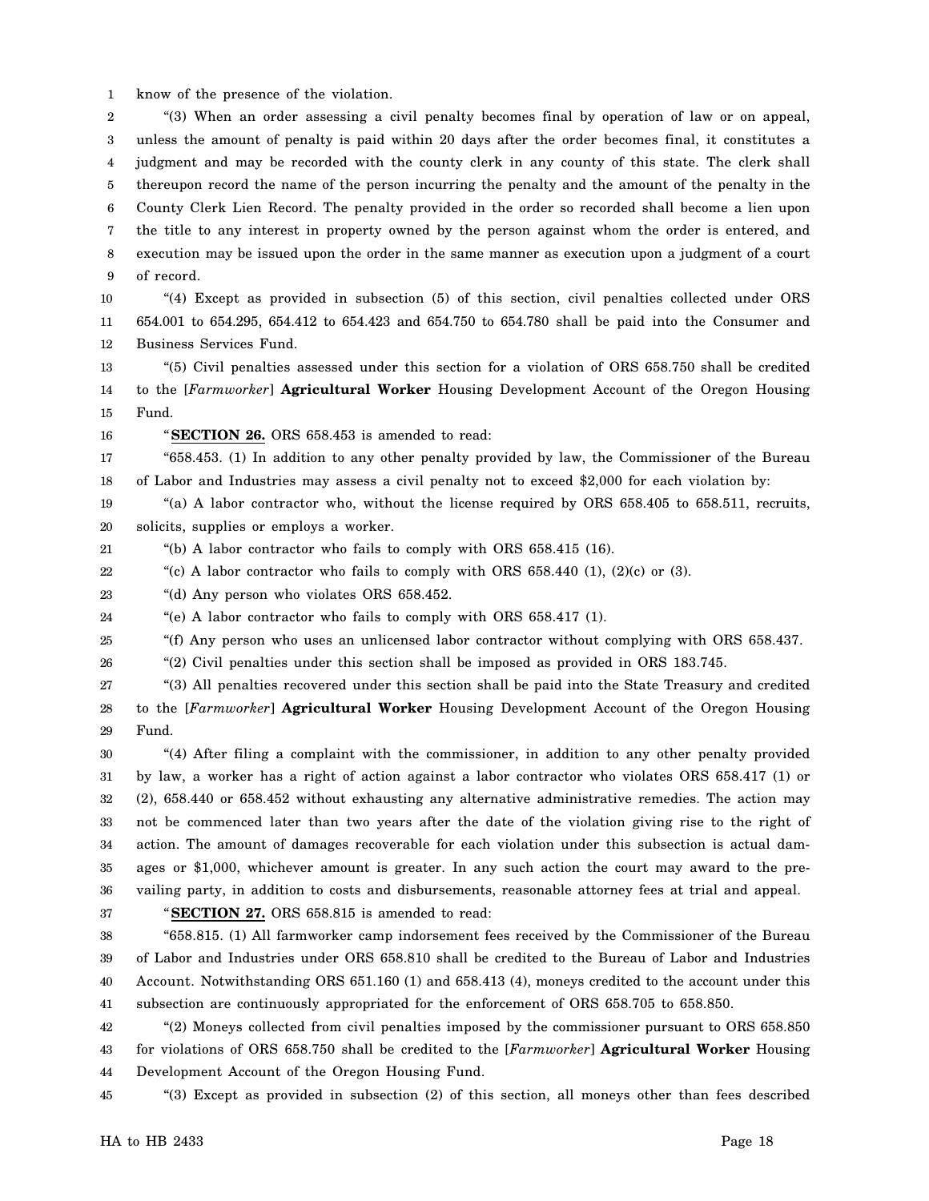know of the presence of the violation.

"(3) When an order assessing a civil penalty becomes final by operation of law or on appeal, unless the amount of penalty is paid within 20 days after the order becomes final, it constitutes a judgment and may be recorded with the county clerk in any county of this state. The clerk shall thereupon record the name of the person incurring the penalty and the amount of the penalty in the County Clerk Lien Record. The penalty provided in the order so recorded shall become a lien upon the title to any interest in property owned by the person against whom the order is entered, and execution may be issued upon the order in the same manner as execution upon a judgment of a court of record.

"(4) Except as provided in subsection (5) of this section, civil penalties collected under ORS 654.001 to 654.295, 654.412 to 654.423 and 654.750 to 654.780 shall be paid into the Consumer and Business Services Fund.

"(5) Civil penalties assessed under this section for a violation of ORS 658.750 shall be credited to the [*Farmworker*] **Agricultural Worker** Housing Development Account of the Oregon Housing Fund.

"**SECTION 26.** ORS 658.453 is amended to read:

"658.453. (1) In addition to any other penalty provided by law, the Commissioner of the Bureau of Labor and Industries may assess a civil penalty not to exceed $2,000 for each violation by:

"(a) A labor contractor who, without the license required by ORS 658.405 to 658.511, recruits, solicits, supplies or employs a worker.

"(b) A labor contractor who fails to comply with ORS 658.415 (16).

"(c) A labor contractor who fails to comply with ORS 658.440 (1), (2)(c) or (3).

"(d) Any person who violates ORS 658.452.

"(e) A labor contractor who fails to comply with ORS 658.417 (1).

"(f) Any person who uses an unlicensed labor contractor without complying with ORS 658.437.

"(2) Civil penalties under this section shall be imposed as provided in ORS 183.745.

"(3) All penalties recovered under this section shall be paid into the State Treasury and credited to the [*Farmworker*] **Agricultural Worker** Housing Development Account of the Oregon Housing Fund.

"(4) After filing a complaint with the commissioner, in addition to any other penalty provided by law, a worker has a right of action against a labor contractor who violates ORS 658.417 (1) or (2), 658.440 or 658.452 without exhausting any alternative administrative remedies. The action may not be commenced later than two years after the date of the violation giving rise to the right of action. The amount of damages recoverable for each violation under this subsection is actual damages or $1,000, whichever amount is greater. In any such action the court may award to the prevailing party, in addition to costs and disbursements, reasonable attorney fees at trial and appeal.

"**SECTION 27.** ORS 658.815 is amended to read:

"658.815. (1) All farmworker camp indorsement fees received by the Commissioner of the Bureau of Labor and Industries under ORS 658.810 shall be credited to the Bureau of Labor and Industries Account. Notwithstanding ORS 651.160 (1) and 658.413 (4), moneys credited to the account under this subsection are continuously appropriated for the enforcement of ORS 658.705 to 658.850.

"(2) Moneys collected from civil penalties imposed by the commissioner pursuant to ORS 658.850 for violations of ORS 658.750 shall be credited to the [*Farmworker*] **Agricultural Worker** Housing Development Account of the Oregon Housing Fund.

"(3) Except as provided in subsection (2) of this section, all moneys other than fees described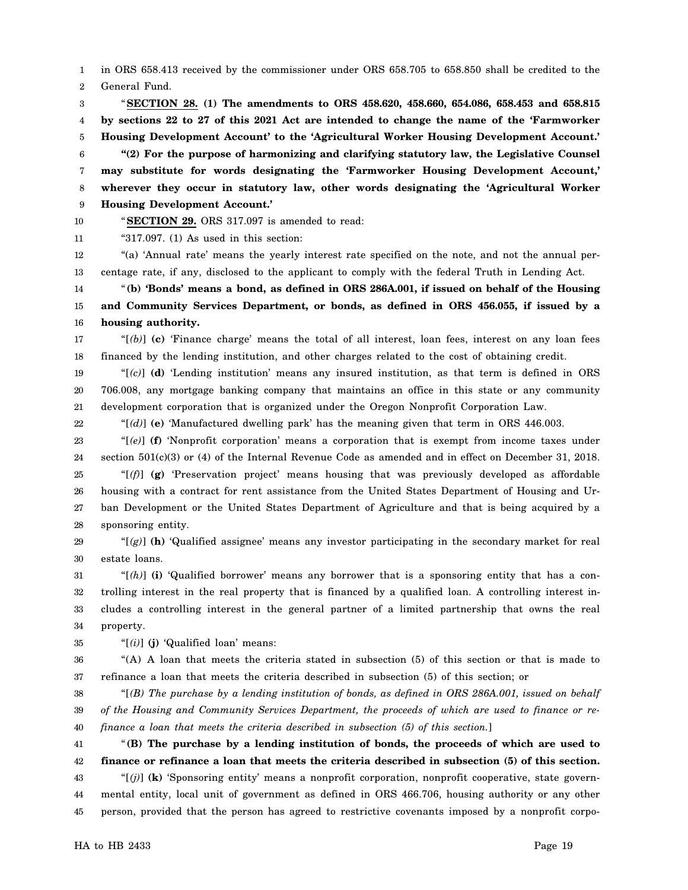in ORS 658.413 received by the commissioner under ORS 658.705 to 658.850 shall be credited to the General Fund.

"**SECTION 28. (1) The amendments to ORS 458.620, 458.660, 654.086, 658.453 and 658.815 by sections 22 to 27 of this 2021 Act are intended to change the name of the 'Farmworker Housing Development Account' to the 'Agricultural Worker Housing Development Account.'**

**"(2) For the purpose of harmonizing and clarifying statutory law, the Legislative Counsel may substitute for words designating the 'Farmworker Housing Development Account,' wherever they occur in statutory law, other words designating the 'Agricultural Worker Housing Development Account.'**

"**SECTION 29.** ORS 317.097 is amended to read:

"317.097. (1) As used in this section:

"(a) 'Annual rate' means the yearly interest rate specified on the note, and not the annual percentage rate, if any, disclosed to the applicant to comply with the federal Truth in Lending Act.

"**(b) 'Bonds' means a bond, as defined in ORS 286A.001, if issued on behalf of the Housing and Community Services Department, or bonds, as defined in ORS 456.055, if issued by a housing authority.**

"[*(b)*] **(c)** 'Finance charge' means the total of all interest, loan fees, interest on any loan fees financed by the lending institution, and other charges related to the cost of obtaining credit.

"[*(c)*] **(d)** 'Lending institution' means any insured institution, as that term is defined in ORS 706.008, any mortgage banking company that maintains an office in this state or any community development corporation that is organized under the Oregon Nonprofit Corporation Law.

"[*(d)*] **(e)** 'Manufactured dwelling park' has the meaning given that term in ORS 446.003.

"[*(e)*] **(f)** 'Nonprofit corporation' means a corporation that is exempt from income taxes under section 501(c)(3) or (4) of the Internal Revenue Code as amended and in effect on December 31, 2018.

"[*(f)*] **(g)** 'Preservation project' means housing that was previously developed as affordable housing with a contract for rent assistance from the United States Department of Housing and Urban Development or the United States Department of Agriculture and that is being acquired by a sponsoring entity.

"[*(g)*] **(h)** 'Qualified assignee' means any investor participating in the secondary market for real estate loans.

"[*(h)*] **(i)** 'Qualified borrower' means any borrower that is a sponsoring entity that has a controlling interest in the real property that is financed by a qualified loan. A controlling interest includes a controlling interest in the general partner of a limited partnership that owns the real property.

"[*(i)*] **(j)** 'Qualified loan' means:

"(A) A loan that meets the criteria stated in subsection (5) of this section or that is made to refinance a loan that meets the criteria described in subsection (5) of this section; or

"[*(B) The purchase by a lending institution of bonds, as defined in ORS 286A.001, issued on behalf of the Housing and Community Services Department, the proceeds of which are used to finance or refinance a loan that meets the criteria described in subsection (5) of this section.*]

"**(B) The purchase by a lending institution of bonds, the proceeds of which are used to finance or refinance a loan that meets the criteria described in subsection (5) of this section.**

"[*(j)*] **(k)** 'Sponsoring entity' means a nonprofit corporation, nonprofit cooperative, state governmental entity, local unit of government as defined in ORS 466.706, housing authority or any other person, provided that the person has agreed to restrictive covenants imposed by a nonprofit corpo-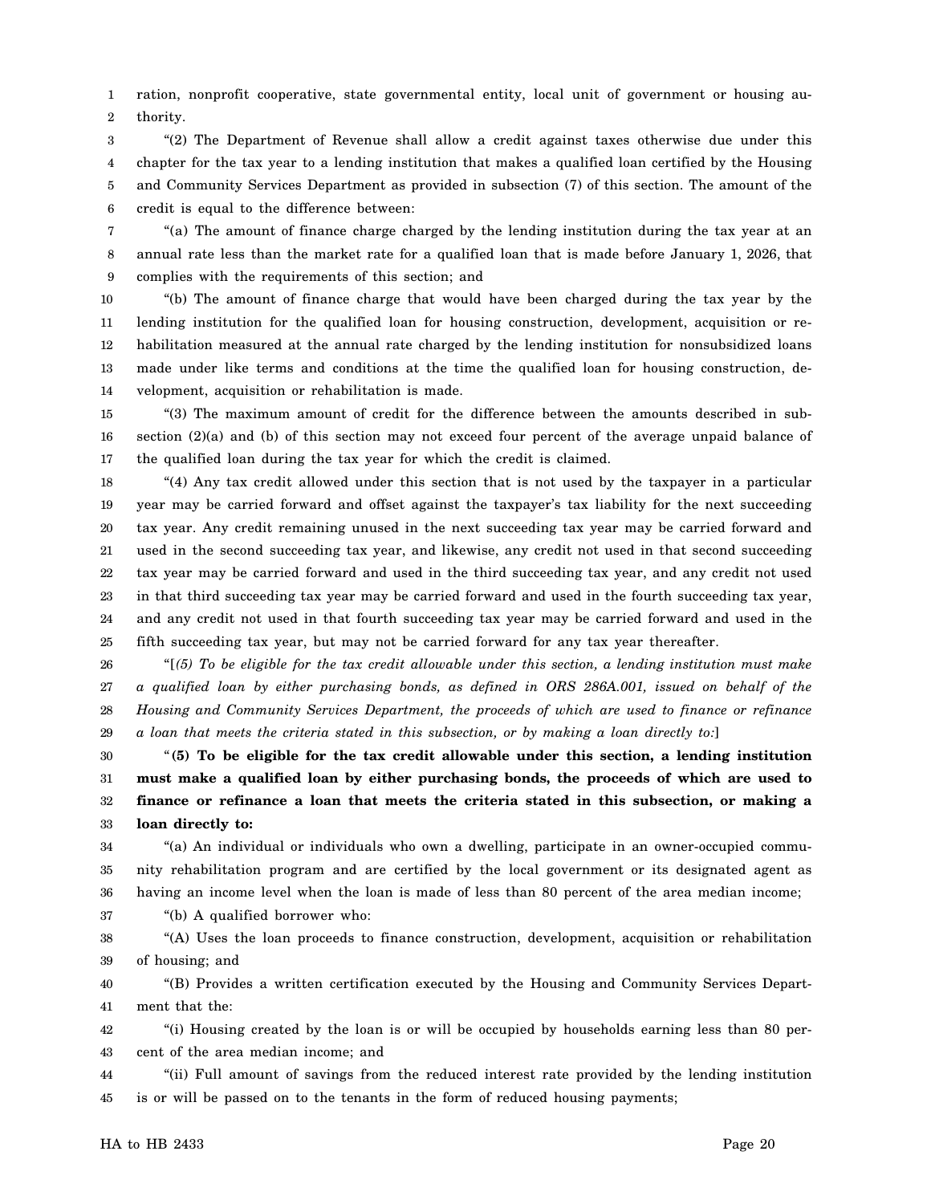ration, nonprofit cooperative, state governmental entity, local unit of government or housing authority.

"(2) The Department of Revenue shall allow a credit against taxes otherwise due under this chapter for the tax year to a lending institution that makes a qualified loan certified by the Housing and Community Services Department as provided in subsection (7) of this section. The amount of the credit is equal to the difference between:

"(a) The amount of finance charge charged by the lending institution during the tax year at an annual rate less than the market rate for a qualified loan that is made before January 1, 2026, that complies with the requirements of this section; and

"(b) The amount of finance charge that would have been charged during the tax year by the lending institution for the qualified loan for housing construction, development, acquisition or rehabilitation measured at the annual rate charged by the lending institution for nonsubsidized loans made under like terms and conditions at the time the qualified loan for housing construction, development, acquisition or rehabilitation is made.

"(3) The maximum amount of credit for the difference between the amounts described in subsection (2)(a) and (b) of this section may not exceed four percent of the average unpaid balance of the qualified loan during the tax year for which the credit is claimed.

"(4) Any tax credit allowed under this section that is not used by the taxpayer in a particular year may be carried forward and offset against the taxpayer's tax liability for the next succeeding tax year. Any credit remaining unused in the next succeeding tax year may be carried forward and used in the second succeeding tax year, and likewise, any credit not used in that second succeeding tax year may be carried forward and used in the third succeeding tax year, and any credit not used in that third succeeding tax year may be carried forward and used in the fourth succeeding tax year, and any credit not used in that fourth succeeding tax year may be carried forward and used in the fifth succeeding tax year, but may not be carried forward for any tax year thereafter.

"[*(5) To be eligible for the tax credit allowable under this section, a lending institution must make a qualified loan by either purchasing bonds, as defined in ORS 286A.001, issued on behalf of the Housing and Community Services Department, the proceeds of which are used to finance or refinance a loan that meets the criteria stated in this subsection, or by making a loan directly to:*]

"**(5) To be eligible for the tax credit allowable under this section, a lending institution must make a qualified loan by either purchasing bonds, the proceeds of which are used to finance or refinance a loan that meets the criteria stated in this subsection, or making a loan directly to:**

"(a) An individual or individuals who own a dwelling, participate in an owner-occupied community rehabilitation program and are certified by the local government or its designated agent as having an income level when the loan is made of less than 80 percent of the area median income;

"(b) A qualified borrower who:

"(A) Uses the loan proceeds to finance construction, development, acquisition or rehabilitation of housing; and

"(B) Provides a written certification executed by the Housing and Community Services Department that the:

"(i) Housing created by the loan is or will be occupied by households earning less than 80 percent of the area median income; and

"(ii) Full amount of savings from the reduced interest rate provided by the lending institution is or will be passed on to the tenants in the form of reduced housing payments;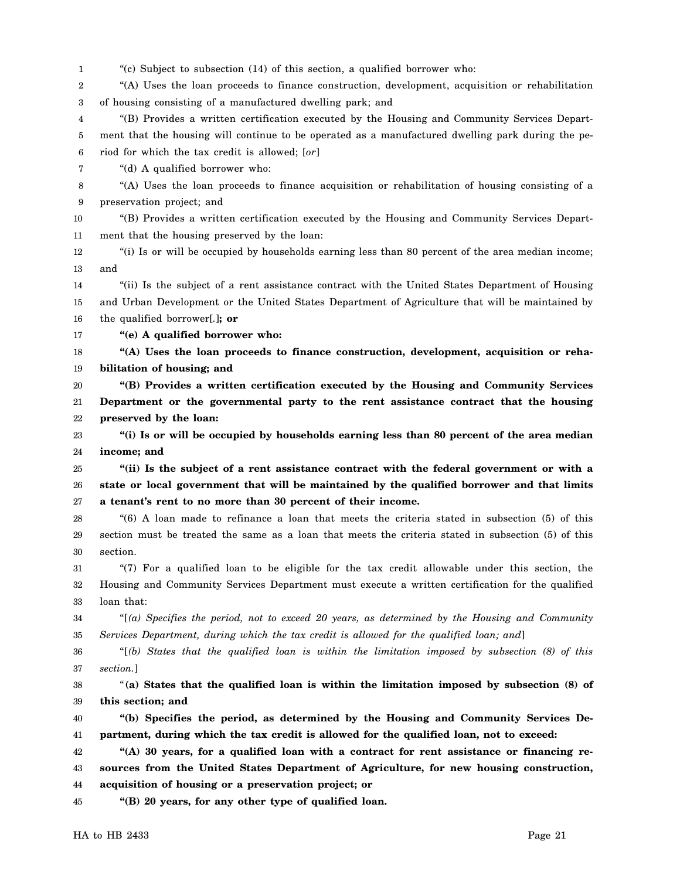"(c) Subject to subsection (14) of this section, a qualified borrower who:

"(A) Uses the loan proceeds to finance construction, development, acquisition or rehabilitation of housing consisting of a manufactured dwelling park; and

"(B) Provides a written certification executed by the Housing and Community Services Department that the housing will continue to be operated as a manufactured dwelling park during the period for which the tax credit is allowed; [*or*]

"(d) A qualified borrower who:

"(A) Uses the loan proceeds to finance acquisition or rehabilitation of housing consisting of a preservation project; and

"(B) Provides a written certification executed by the Housing and Community Services Department that the housing preserved by the loan:

"(i) Is or will be occupied by households earning less than 80 percent of the area median income; and

"(ii) Is the subject of a rent assistance contract with the United States Department of Housing and Urban Development or the United States Department of Agriculture that will be maintained by the qualified borrower[.]**; or**

**"(e) A qualified borrower who:**

**"(A) Uses the loan proceeds to finance construction, development, acquisition or rehabilitation of housing; and**

**"(B) Provides a written certification executed by the Housing and Community Services Department or the governmental party to the rent assistance contract that the housing preserved by the loan:**

**"(i) Is or will be occupied by households earning less than 80 percent of the area median income; and**

**"(ii) Is the subject of a rent assistance contract with the federal government or with a state or local government that will be maintained by the qualified borrower and that limits a tenant's rent to no more than 30 percent of their income.**

"(6) A loan made to refinance a loan that meets the criteria stated in subsection (5) of this section must be treated the same as a loan that meets the criteria stated in subsection (5) of this section.

"(7) For a qualified loan to be eligible for the tax credit allowable under this section, the Housing and Community Services Department must execute a written certification for the qualified loan that:

"[*(a) Specifies the period, not to exceed 20 years, as determined by the Housing and Community Services Department, during which the tax credit is allowed for the qualified loan; and*]

"[*(b) States that the qualified loan is within the limitation imposed by subsection (8) of this section.*]

"**(a) States that the qualified loan is within the limitation imposed by subsection (8) of this section; and**

**"(b) Specifies the period, as determined by the Housing and Community Services Department, during which the tax credit is allowed for the qualified loan, not to exceed:**

**"(A) 30 years, for a qualified loan with a contract for rent assistance or financing resources from the United States Department of Agriculture, for new housing construction, acquisition of housing or a preservation project; or**

**"(B) 20 years, for any other type of qualified loan.**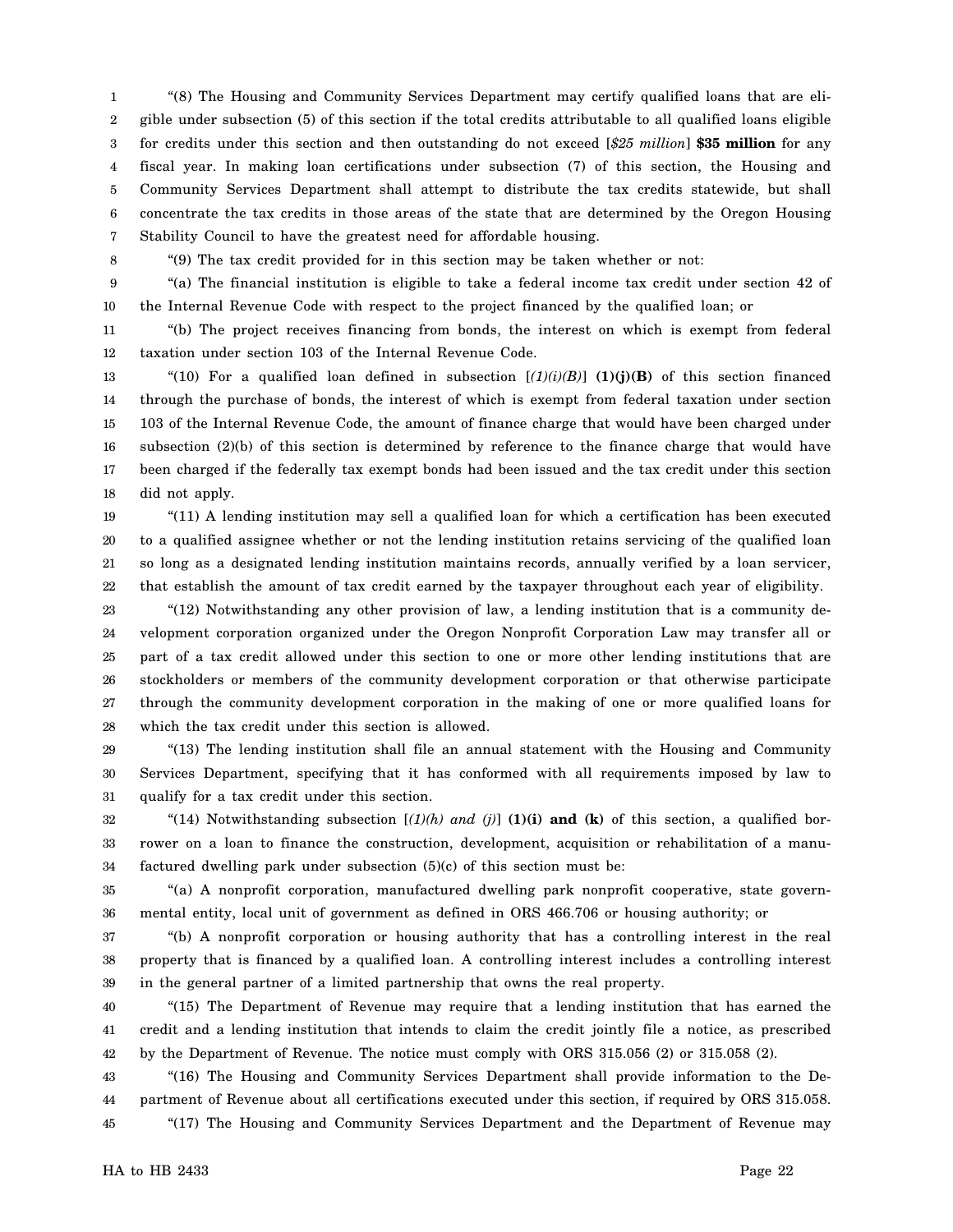"(8) The Housing and Community Services Department may certify qualified loans that are eligible under subsection (5) of this section if the total credits attributable to all qualified loans eligible for credits under this section and then outstanding do not exceed [*$25 million*] **$35 million** for any fiscal year. In making loan certifications under subsection (7) of this section, the Housing and Community Services Department shall attempt to distribute the tax credits statewide, but shall concentrate the tax credits in those areas of the state that are determined by the Oregon Housing Stability Council to have the greatest need for affordable housing.

"(9) The tax credit provided for in this section may be taken whether or not:

"(a) The financial institution is eligible to take a federal income tax credit under section 42 of the Internal Revenue Code with respect to the project financed by the qualified loan; or

"(b) The project receives financing from bonds, the interest on which is exempt from federal taxation under section 103 of the Internal Revenue Code.

"(10) For a qualified loan defined in subsection [*(1)(i)(B)*] **(1)(j)(B)** of this section financed through the purchase of bonds, the interest of which is exempt from federal taxation under section 103 of the Internal Revenue Code, the amount of finance charge that would have been charged under subsection (2)(b) of this section is determined by reference to the finance charge that would have been charged if the federally tax exempt bonds had been issued and the tax credit under this section did not apply.

"(11) A lending institution may sell a qualified loan for which a certification has been executed to a qualified assignee whether or not the lending institution retains servicing of the qualified loan so long as a designated lending institution maintains records, annually verified by a loan servicer, that establish the amount of tax credit earned by the taxpayer throughout each year of eligibility.

"(12) Notwithstanding any other provision of law, a lending institution that is a community development corporation organized under the Oregon Nonprofit Corporation Law may transfer all or part of a tax credit allowed under this section to one or more other lending institutions that are stockholders or members of the community development corporation or that otherwise participate through the community development corporation in the making of one or more qualified loans for which the tax credit under this section is allowed.

"(13) The lending institution shall file an annual statement with the Housing and Community Services Department, specifying that it has conformed with all requirements imposed by law to qualify for a tax credit under this section.

"(14) Notwithstanding subsection [*(1)(h) and (j)*] **(1)(i) and (k)** of this section, a qualified borrower on a loan to finance the construction, development, acquisition or rehabilitation of a manufactured dwelling park under subsection (5)(c) of this section must be:

"(a) A nonprofit corporation, manufactured dwelling park nonprofit cooperative, state governmental entity, local unit of government as defined in ORS 466.706 or housing authority; or

"(b) A nonprofit corporation or housing authority that has a controlling interest in the real property that is financed by a qualified loan. A controlling interest includes a controlling interest in the general partner of a limited partnership that owns the real property.

"(15) The Department of Revenue may require that a lending institution that has earned the credit and a lending institution that intends to claim the credit jointly file a notice, as prescribed by the Department of Revenue. The notice must comply with ORS 315.056 (2) or 315.058 (2).

"(16) The Housing and Community Services Department shall provide information to the Department of Revenue about all certifications executed under this section, if required by ORS 315.058.

"(17) The Housing and Community Services Department and the Department of Revenue may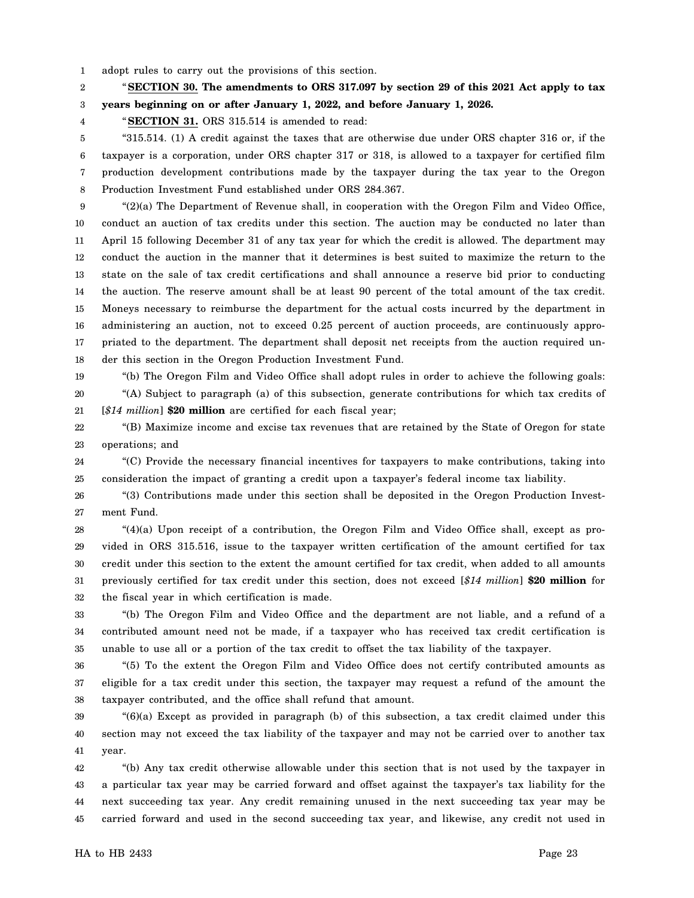adopt rules to carry out the provisions of this section.

"**SECTION 30. The amendments to ORS 317.097 by section 29 of this 2021 Act apply to tax years beginning on or after January 1, 2022, and before January 1, 2026.**

"**SECTION 31.** ORS 315.514 is amended to read:

"315.514. (1) A credit against the taxes that are otherwise due under ORS chapter 316 or, if the taxpayer is a corporation, under ORS chapter 317 or 318, is allowed to a taxpayer for certified film production development contributions made by the taxpayer during the tax year to the Oregon Production Investment Fund established under ORS 284.367.

"(2)(a) The Department of Revenue shall, in cooperation with the Oregon Film and Video Office, conduct an auction of tax credits under this section. The auction may be conducted no later than April 15 following December 31 of any tax year for which the credit is allowed. The department may conduct the auction in the manner that it determines is best suited to maximize the return to the state on the sale of tax credit certifications and shall announce a reserve bid prior to conducting the auction. The reserve amount shall be at least 90 percent of the total amount of the tax credit. Moneys necessary to reimburse the department for the actual costs incurred by the department in administering an auction, not to exceed 0.25 percent of auction proceeds, are continuously appropriated to the department. The department shall deposit net receipts from the auction required under this section in the Oregon Production Investment Fund.

"(b) The Oregon Film and Video Office shall adopt rules in order to achieve the following goals:

"(A) Subject to paragraph (a) of this subsection, generate contributions for which tax credits of [*$14 million*] **$20 million** are certified for each fiscal year;

"(B) Maximize income and excise tax revenues that are retained by the State of Oregon for state operations; and

"(C) Provide the necessary financial incentives for taxpayers to make contributions, taking into consideration the impact of granting a credit upon a taxpayer's federal income tax liability.

"(3) Contributions made under this section shall be deposited in the Oregon Production Investment Fund.

"(4)(a) Upon receipt of a contribution, the Oregon Film and Video Office shall, except as provided in ORS 315.516, issue to the taxpayer written certification of the amount certified for tax credit under this section to the extent the amount certified for tax credit, when added to all amounts previously certified for tax credit under this section, does not exceed [*$14 million*] **$20 million** for the fiscal year in which certification is made.

"(b) The Oregon Film and Video Office and the department are not liable, and a refund of a contributed amount need not be made, if a taxpayer who has received tax credit certification is unable to use all or a portion of the tax credit to offset the tax liability of the taxpayer.

"(5) To the extent the Oregon Film and Video Office does not certify contributed amounts as eligible for a tax credit under this section, the taxpayer may request a refund of the amount the taxpayer contributed, and the office shall refund that amount.

"(6)(a) Except as provided in paragraph (b) of this subsection, a tax credit claimed under this section may not exceed the tax liability of the taxpayer and may not be carried over to another tax year.

"(b) Any tax credit otherwise allowable under this section that is not used by the taxpayer in a particular tax year may be carried forward and offset against the taxpayer's tax liability for the next succeeding tax year. Any credit remaining unused in the next succeeding tax year may be carried forward and used in the second succeeding tax year, and likewise, any credit not used in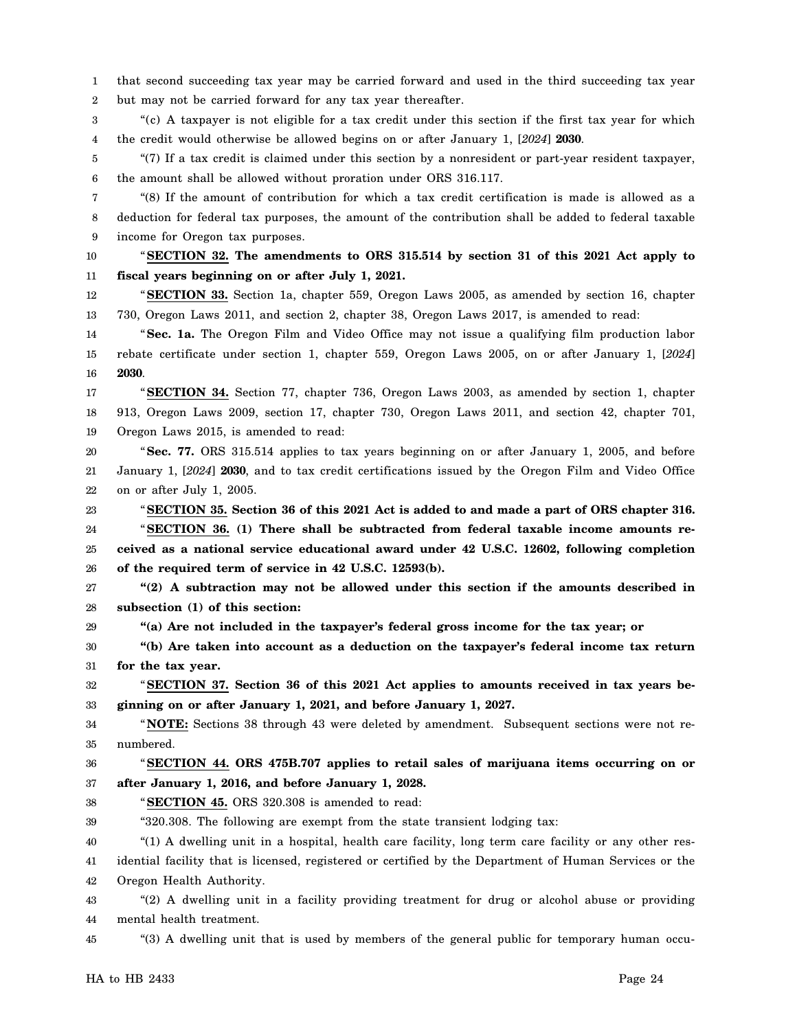that second succeeding tax year may be carried forward and used in the third succeeding tax year but may not be carried forward for any tax year thereafter.

"(c) A taxpayer is not eligible for a tax credit under this section if the first tax year for which the credit would otherwise be allowed begins on or after January 1, [*2024*] **2030**.

"(7) If a tax credit is claimed under this section by a nonresident or part-year resident taxpayer, the amount shall be allowed without proration under ORS 316.117.

"(8) If the amount of contribution for which a tax credit certification is made is allowed as a deduction for federal tax purposes, the amount of the contribution shall be added to federal taxable income for Oregon tax purposes.

"**SECTION 32. The amendments to ORS 315.514 by section 31 of this 2021 Act apply to fiscal years beginning on or after July 1, 2021.**

"**SECTION 33.** Section 1a, chapter 559, Oregon Laws 2005, as amended by section 16, chapter 730, Oregon Laws 2011, and section 2, chapter 38, Oregon Laws 2017, is amended to read:

"**Sec. 1a.** The Oregon Film and Video Office may not issue a qualifying film production labor rebate certificate under section 1, chapter 559, Oregon Laws 2005, on or after January 1, [*2024*] **2030**.

"**SECTION 34.** Section 77, chapter 736, Oregon Laws 2003, as amended by section 1, chapter 913, Oregon Laws 2009, section 17, chapter 730, Oregon Laws 2011, and section 42, chapter 701, Oregon Laws 2015, is amended to read:

"**Sec. 77.** ORS 315.514 applies to tax years beginning on or after January 1, 2005, and before January 1, [*2024*] **2030**, and to tax credit certifications issued by the Oregon Film and Video Office on or after July 1, 2005.

"**SECTION 35. Section 36 of this 2021 Act is added to and made a part of ORS chapter 316.**

"**SECTION 36. (1) There shall be subtracted from federal taxable income amounts received as a national service educational award under 42 U.S.C. 12602, following completion of the required term of service in 42 U.S.C. 12593(b).**

**"(2) A subtraction may not be allowed under this section if the amounts described in subsection (1) of this section:**

**"(a) Are not included in the taxpayer's federal gross income for the tax year; or**

**"(b) Are taken into account as a deduction on the taxpayer's federal income tax return for the tax year.**

"**SECTION 37. Section 36 of this 2021 Act applies to amounts received in tax years beginning on or after January 1, 2021, and before January 1, 2027.**

"**NOTE:** Sections 38 through 43 were deleted by amendment. Subsequent sections were not renumbered.

"**SECTION 44. ORS 475B.707 applies to retail sales of marijuana items occurring on or after January 1, 2016, and before January 1, 2028.**

"**SECTION 45.** ORS 320.308 is amended to read:

"320.308. The following are exempt from the state transient lodging tax:

"(1) A dwelling unit in a hospital, health care facility, long term care facility or any other residential facility that is licensed, registered or certified by the Department of Human Services or the Oregon Health Authority.

"(2) A dwelling unit in a facility providing treatment for drug or alcohol abuse or providing mental health treatment.

"(3) A dwelling unit that is used by members of the general public for temporary human occu-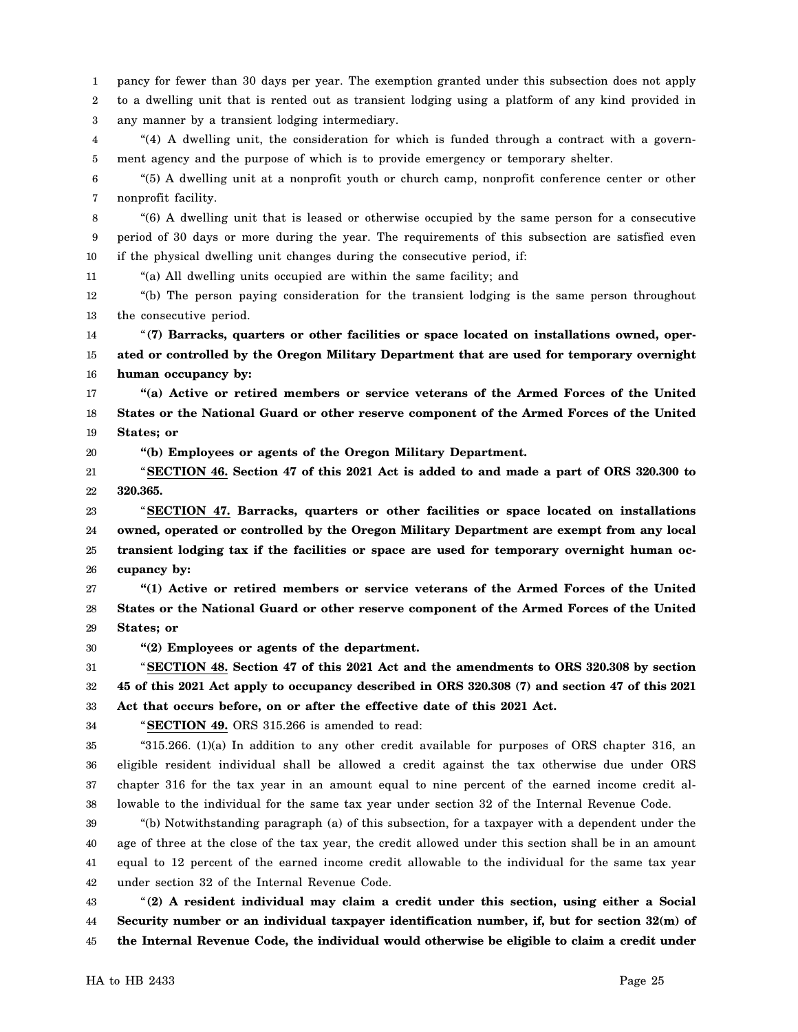pancy for fewer than 30 days per year. The exemption granted under this subsection does not apply to a dwelling unit that is rented out as transient lodging using a platform of any kind provided in any manner by a transient lodging intermediary.

"(4) A dwelling unit, the consideration for which is funded through a contract with a government agency and the purpose of which is to provide emergency or temporary shelter.

"(5) A dwelling unit at a nonprofit youth or church camp, nonprofit conference center or other nonprofit facility.

"(6) A dwelling unit that is leased or otherwise occupied by the same person for a consecutive period of 30 days or more during the year. The requirements of this subsection are satisfied even if the physical dwelling unit changes during the consecutive period, if:

"(a) All dwelling units occupied are within the same facility; and

"(b) The person paying consideration for the transient lodging is the same person throughout the consecutive period.

"**(7) Barracks, quarters or other facilities or space located on installations owned, operated or controlled by the Oregon Military Department that are used for temporary overnight human occupancy by:**

**"(a) Active or retired members or service veterans of the Armed Forces of the United States or the National Guard or other reserve component of the Armed Forces of the United States; or**

**"(b) Employees or agents of the Oregon Military Department.**

"**SECTION 46. Section 47 of this 2021 Act is added to and made a part of ORS 320.300 to 320.365.**

"**SECTION 47. Barracks, quarters or other facilities or space located on installations owned, operated or controlled by the Oregon Military Department are exempt from any local transient lodging tax if the facilities or space are used for temporary overnight human occupancy by:**

**"(1) Active or retired members or service veterans of the Armed Forces of the United States or the National Guard or other reserve component of the Armed Forces of the United States; or**

**"(2) Employees or agents of the department.**

"**SECTION 48. Section 47 of this 2021 Act and the amendments to ORS 320.308 by section 45 of this 2021 Act apply to occupancy described in ORS 320.308 (7) and section 47 of this 2021 Act that occurs before, on or after the effective date of this 2021 Act.**

"**SECTION 49.** ORS 315.266 is amended to read:

"315.266. (1)(a) In addition to any other credit available for purposes of ORS chapter 316, an eligible resident individual shall be allowed a credit against the tax otherwise due under ORS chapter 316 for the tax year in an amount equal to nine percent of the earned income credit allowable to the individual for the same tax year under section 32 of the Internal Revenue Code.

"(b) Notwithstanding paragraph (a) of this subsection, for a taxpayer with a dependent under the age of three at the close of the tax year, the credit allowed under this section shall be in an amount equal to 12 percent of the earned income credit allowable to the individual for the same tax year under section 32 of the Internal Revenue Code.

"**(2) A resident individual may claim a credit under this section, using either a Social Security number or an individual taxpayer identification number, if, but for section 32(m) of the Internal Revenue Code, the individual would otherwise be eligible to claim a credit under**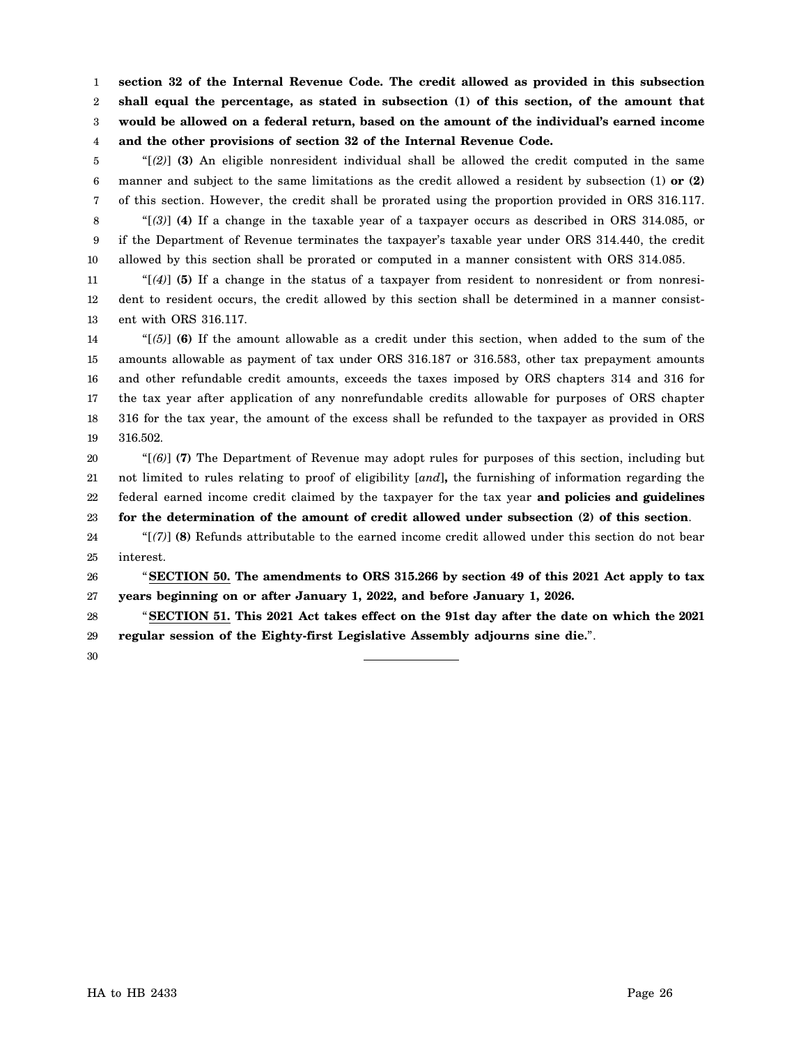**section 32 of the Internal Revenue Code. The credit allowed as provided in this subsection shall equal the percentage, as stated in subsection (1) of this section, of the amount that would be allowed on a federal return, based on the amount of the individual's earned income and the other provisions of section 32 of the Internal Revenue Code.**

"[*(2)*] **(3)** An eligible nonresident individual shall be allowed the credit computed in the same manner and subject to the same limitations as the credit allowed a resident by subsection (1) **or (2)** of this section. However, the credit shall be prorated using the proportion provided in ORS 316.117.

"[*(3)*] **(4)** If a change in the taxable year of a taxpayer occurs as described in ORS 314.085, or if the Department of Revenue terminates the taxpayer's taxable year under ORS 314.440, the credit allowed by this section shall be prorated or computed in a manner consistent with ORS 314.085.

"[*(4)*] **(5)** If a change in the status of a taxpayer from resident to nonresident or from nonresident to resident occurs, the credit allowed by this section shall be determined in a manner consistent with ORS 316.117.

"[*(5)*] **(6)** If the amount allowable as a credit under this section, when added to the sum of the amounts allowable as payment of tax under ORS 316.187 or 316.583, other tax prepayment amounts and other refundable credit amounts, exceeds the taxes imposed by ORS chapters 314 and 316 for the tax year after application of any nonrefundable credits allowable for purposes of ORS chapter 316 for the tax year, the amount of the excess shall be refunded to the taxpayer as provided in ORS 316.502.

"[*(6)*] **(7)** The Department of Revenue may adopt rules for purposes of this section, including but not limited to rules relating to proof of eligibility [*and*]**,** the furnishing of information regarding the federal earned income credit claimed by the taxpayer for the tax year **and policies and guidelines for the determination of the amount of credit allowed under subsection (2) of this section**.

"[*(7)*] **(8)** Refunds attributable to the earned income credit allowed under this section do not bear interest.

"**SECTION 50. The amendments to ORS 315.266 by section 49 of this 2021 Act apply to tax years beginning on or after January 1, 2022, and before January 1, 2026.**

"**SECTION 51. This 2021 Act takes effect on the 91st day after the date on which the 2021 regular session of the Eighty-first Legislative Assembly adjourns sine die.**".